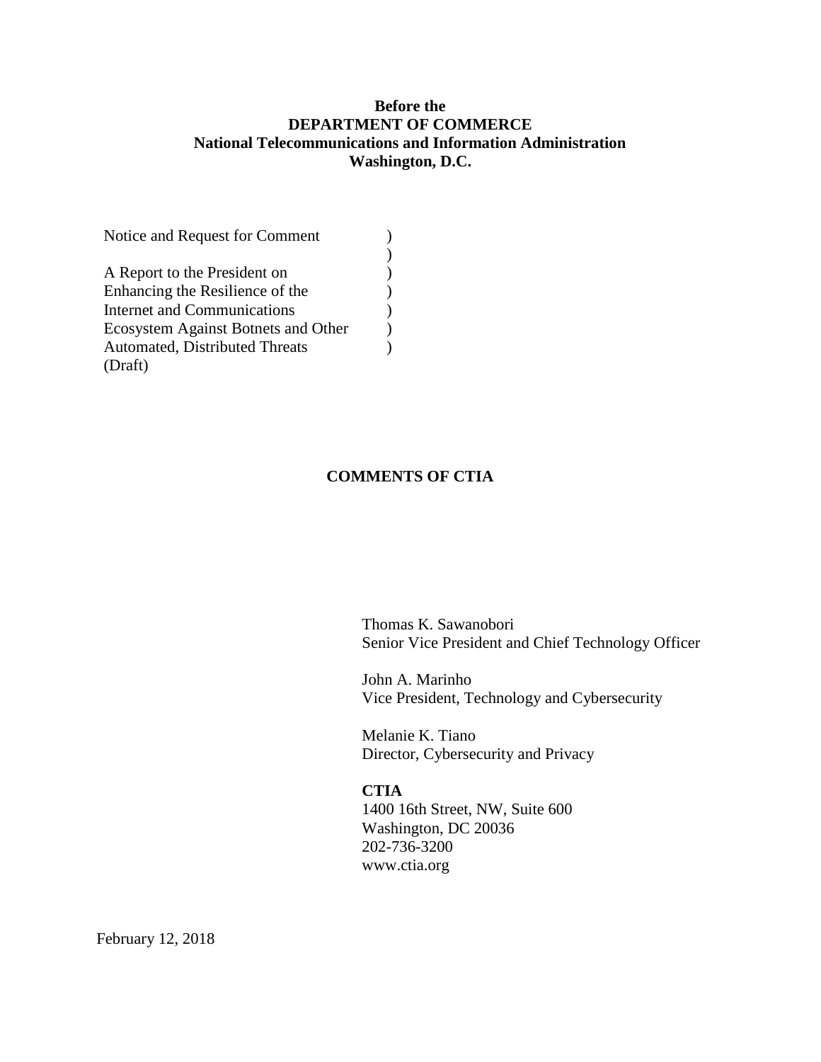**Before the**
**DEPARTMENT OF COMMERCE**
**National Telecommunications and Information Administration**
**Washington, D.C.**

| | |
|---|---|
| Notice and Request for Comment | ) |
| | ) |
| A Report to the President on | ) |
| Enhancing the Resilience of the | ) |
| Internet and Communications | ) |
| Ecosystem Against Botnets and Other | ) |
| Automated, Distributed Threats | ) |
| (Draft) | |

**COMMENTS OF CTIA**

Thomas K. Sawanobori
Senior Vice President and Chief Technology Officer

John A. Marinho
Vice President, Technology and Cybersecurity

Melanie K. Tiano
Director, Cybersecurity and Privacy

**CTIA**
1400 16th Street, NW, Suite 600
Washington, DC 20036
202-736-3200
www.ctia.org

February 12, 2018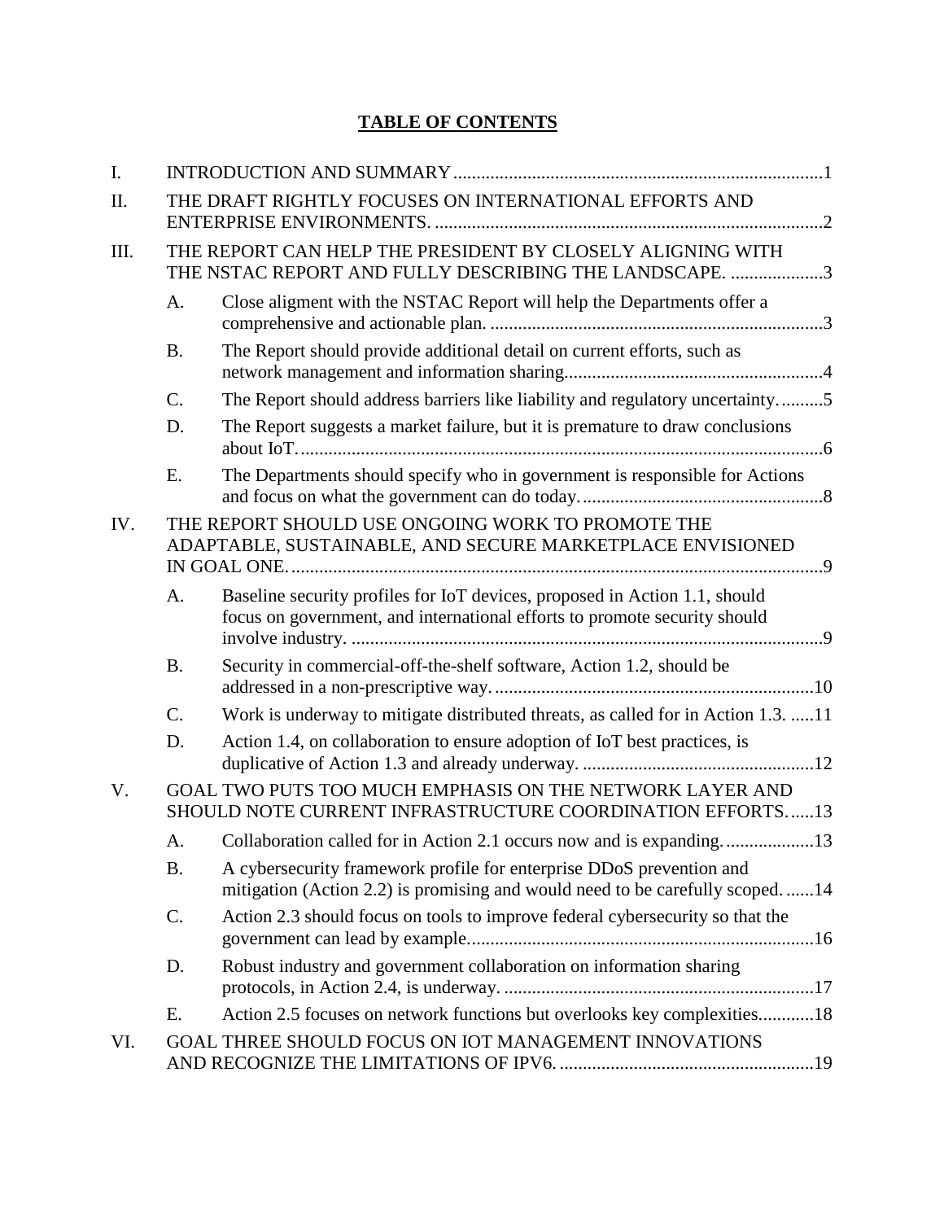# TABLE OF CONTENTS

I. INTRODUCTION AND SUMMARY ....... 1

II. THE DRAFT RIGHTLY FOCUSES ON INTERNATIONAL EFFORTS AND ENTERPRISE ENVIRONMENTS. ....... 2

III. THE REPORT CAN HELP THE PRESIDENT BY CLOSELY ALIGNING WITH THE NSTAC REPORT AND FULLY DESCRIBING THE LANDSCAPE. ....... 3

- A. Close aligment with the NSTAC Report will help the Departments offer a comprehensive and actionable plan. ....... 3
- B. The Report should provide additional detail on current efforts, such as network management and information sharing ....... 4
- C. The Report should address barriers like liability and regulatory uncertainty. ....... 5
- D. The Report suggests a market failure, but it is premature to draw conclusions about IoT. ....... 6
- E. The Departments should specify who in government is responsible for Actions and focus on what the government can do today. ....... 8

IV. THE REPORT SHOULD USE ONGOING WORK TO PROMOTE THE ADAPTABLE, SUSTAINABLE, AND SECURE MARKETPLACE ENVISIONED IN GOAL ONE. ....... 9

- A. Baseline security profiles for IoT devices, proposed in Action 1.1, should focus on government, and international efforts to promote security should involve industry. ....... 9
- B. Security in commercial-off-the-shelf software, Action 1.2, should be addressed in a non-prescriptive way. ....... 10
- C. Work is underway to mitigate distributed threats, as called for in Action 1.3. ....... 11
- D. Action 1.4, on collaboration to ensure adoption of IoT best practices, is duplicative of Action 1.3 and already underway. ....... 12

V. GOAL TWO PUTS TOO MUCH EMPHASIS ON THE NETWORK LAYER AND SHOULD NOTE CURRENT INFRASTRUCTURE COORDINATION EFFORTS. ....... 13

- A. Collaboration called for in Action 2.1 occurs now and is expanding. ....... 13
- B. A cybersecurity framework profile for enterprise DDoS prevention and mitigation (Action 2.2) is promising and would need to be carefully scoped. ....... 14
- C. Action 2.3 should focus on tools to improve federal cybersecurity so that the government can lead by example. ....... 16
- D. Robust industry and government collaboration on information sharing protocols, in Action 2.4, is underway. ....... 17
- E. Action 2.5 focuses on network functions but overlooks key complexities. ....... 18

VI. GOAL THREE SHOULD FOCUS ON IOT MANAGEMENT INNOVATIONS AND RECOGNIZE THE LIMITATIONS OF IPV6. ....... 19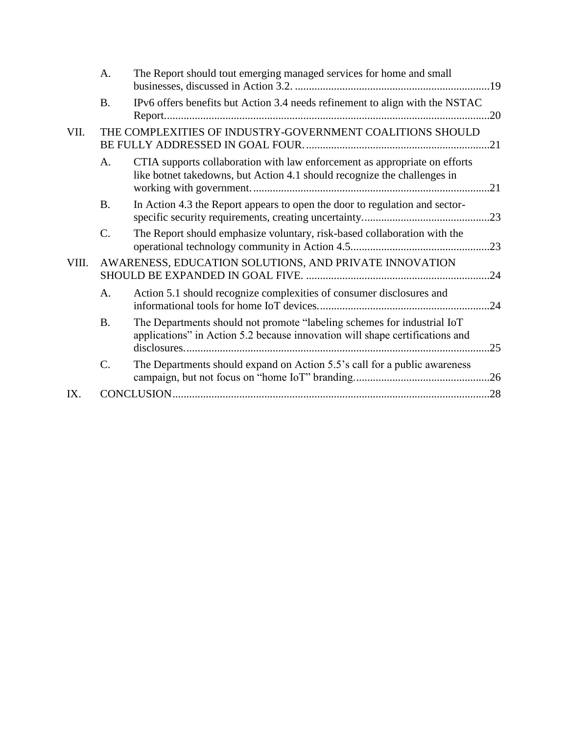A. The Report should tout emerging managed services for home and small businesses, discussed in Action 3.2. ......................................................................19

B. IPv6 offers benefits but Action 3.4 needs refinement to align with the NSTAC Report....................................................................................................................20

VII. THE COMPLEXITIES OF INDUSTRY-GOVERNMENT COALITIONS SHOULD BE FULLY ADDRESSED IN GOAL FOUR. .................................................................21

A. CTIA supports collaboration with law enforcement as appropriate on efforts like botnet takedowns, but Action 4.1 should recognize the challenges in working with government. ....................................................................................21

B. In Action 4.3 the Report appears to open the door to regulation and sector-specific security requirements, creating uncertainty.............................................23

C. The Report should emphasize voluntary, risk-based collaboration with the operational technology community in Action 4.5.................................................23

VIII. AWARENESS, EDUCATION SOLUTIONS, AND PRIVATE INNOVATION SHOULD BE EXPANDED IN GOAL FIVE. .................................................................24

A. Action 5.1 should recognize complexities of consumer disclosures and informational tools for home IoT devices.............................................................24

B. The Departments should not promote "labeling schemes for industrial IoT applications" in Action 5.2 because innovation will shape certifications and disclosures...........................................................................................................25

C. The Departments should expand on Action 5.5's call for a public awareness campaign, but not focus on "home IoT" branding................................................26

IX. CONCLUSION.................................................................................................................28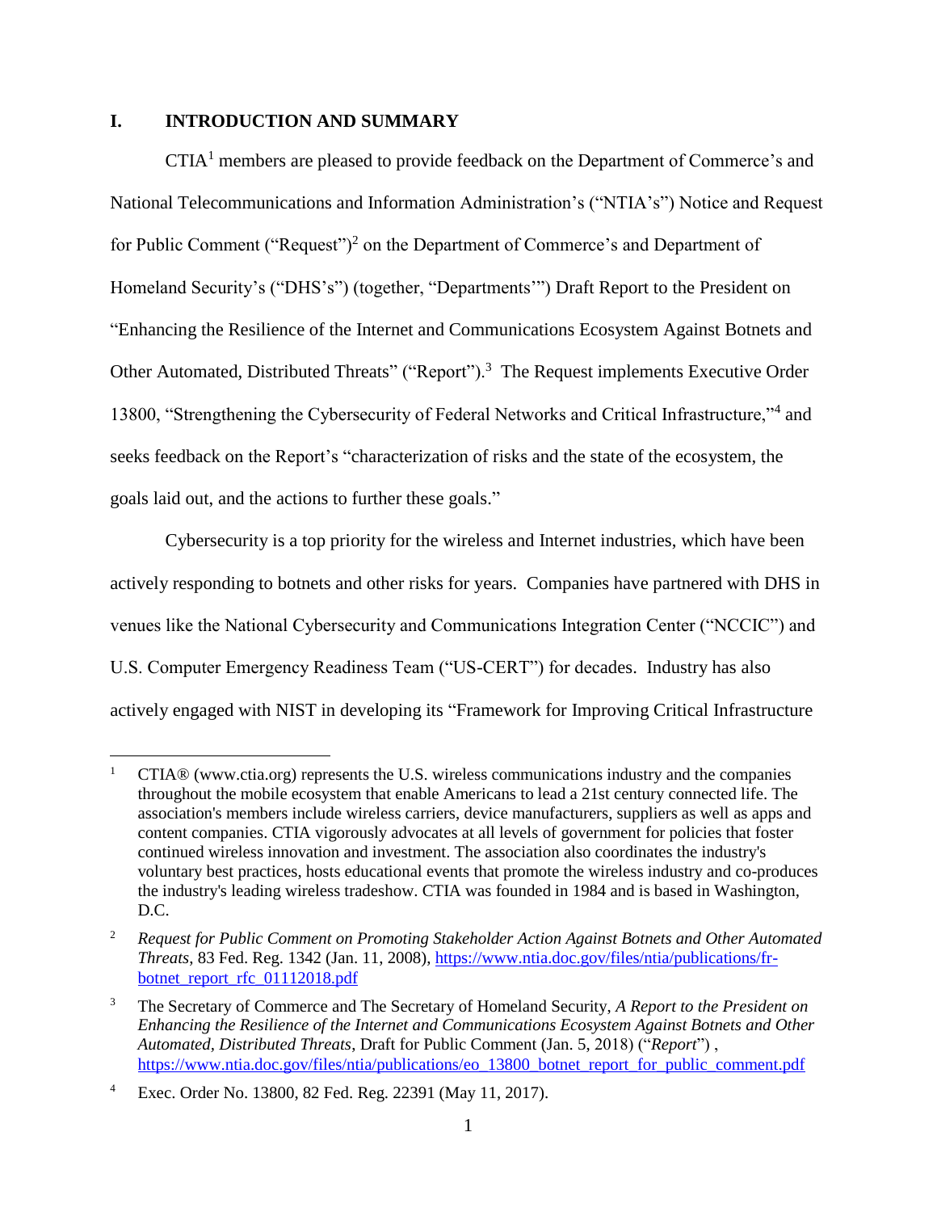## I. INTRODUCTION AND SUMMARY

CTIA[1] members are pleased to provide feedback on the Department of Commerce's and National Telecommunications and Information Administration's ("NTIA's") Notice and Request for Public Comment ("Request")[2] on the Department of Commerce's and Department of Homeland Security's ("DHS's") (together, "Departments'") Draft Report to the President on "Enhancing the Resilience of the Internet and Communications Ecosystem Against Botnets and Other Automated, Distributed Threats" ("Report").[3] The Request implements Executive Order 13800, "Strengthening the Cybersecurity of Federal Networks and Critical Infrastructure,"[4] and seeks feedback on the Report's "characterization of risks and the state of the ecosystem, the goals laid out, and the actions to further these goals."

Cybersecurity is a top priority for the wireless and Internet industries, which have been actively responding to botnets and other risks for years. Companies have partnered with DHS in venues like the National Cybersecurity and Communications Integration Center ("NCCIC") and U.S. Computer Emergency Readiness Team ("US-CERT") for decades. Industry has also actively engaged with NIST in developing its "Framework for Improving Critical Infrastructure

---

[1] CTIA® (www.ctia.org) represents the U.S. wireless communications industry and the companies throughout the mobile ecosystem that enable Americans to lead a 21st century connected life. The association's members include wireless carriers, device manufacturers, suppliers as well as apps and content companies. CTIA vigorously advocates at all levels of government for policies that foster continued wireless innovation and investment. The association also coordinates the industry's voluntary best practices, hosts educational events that promote the wireless industry and co-produces the industry's leading wireless tradeshow. CTIA was founded in 1984 and is based in Washington, D.C.

[2] *Request for Public Comment on Promoting Stakeholder Action Against Botnets and Other Automated Threats*, 83 Fed. Reg. 1342 (Jan. 11, 2008), https://www.ntia.doc.gov/files/ntia/publications/fr-botnet_report_rfc_01112018.pdf

[3] The Secretary of Commerce and The Secretary of Homeland Security, *A Report to the President on Enhancing the Resilience of the Internet and Communications Ecosystem Against Botnets and Other Automated, Distributed Threats*, Draft for Public Comment (Jan. 5, 2018) ("*Report*"), https://www.ntia.doc.gov/files/ntia/publications/eo_13800_botnet_report_for_public_comment.pdf

[4] Exec. Order No. 13800, 82 Fed. Reg. 22391 (May 11, 2017).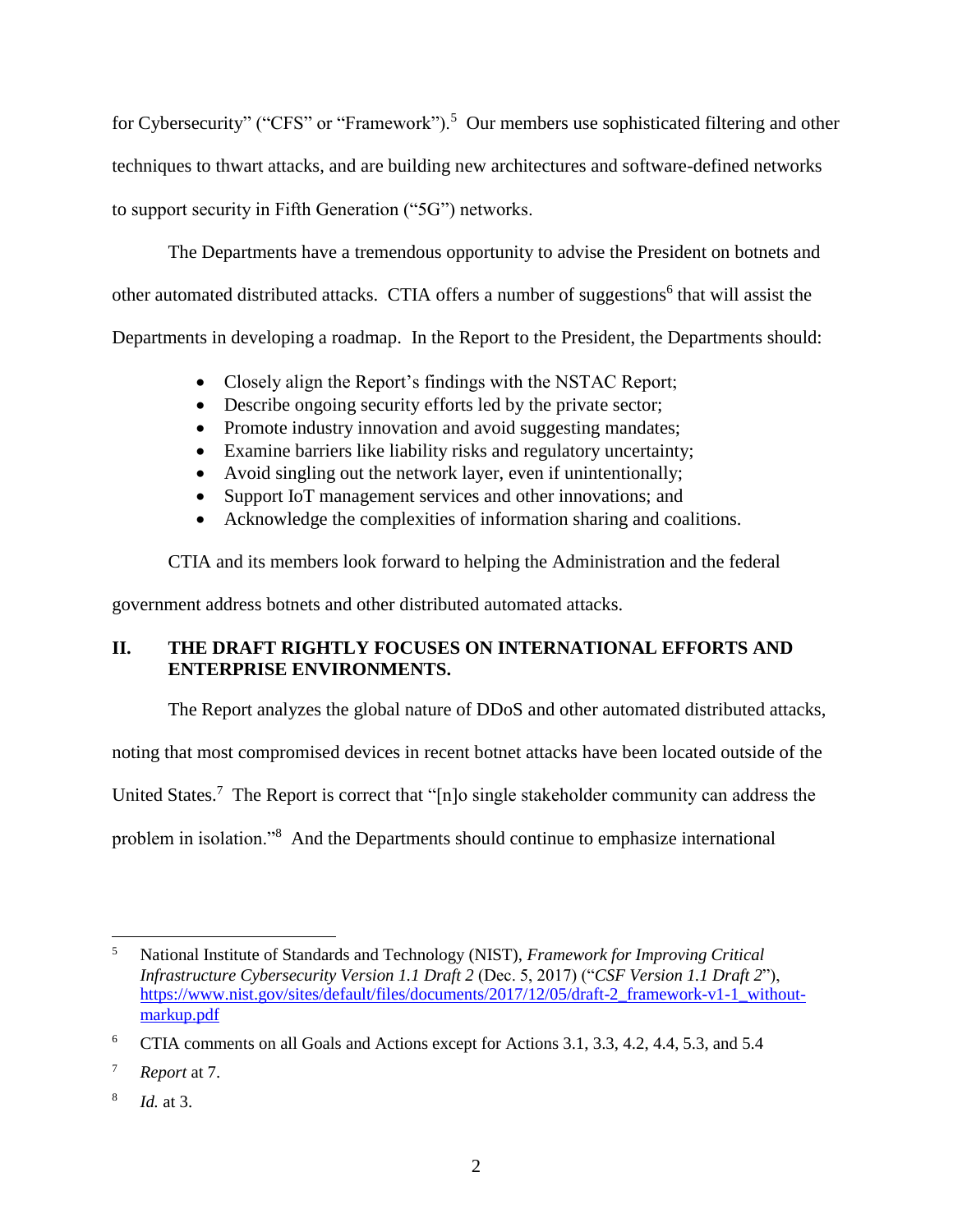for Cybersecurity" ("CFS" or "Framework").[5] Our members use sophisticated filtering and other techniques to thwart attacks, and are building new architectures and software-defined networks to support security in Fifth Generation ("5G") networks.

The Departments have a tremendous opportunity to advise the President on botnets and other automated distributed attacks. CTIA offers a number of suggestions[6] that will assist the Departments in developing a roadmap. In the Report to the President, the Departments should:

- Closely align the Report's findings with the NSTAC Report;
- Describe ongoing security efforts led by the private sector;
- Promote industry innovation and avoid suggesting mandates;
- Examine barriers like liability risks and regulatory uncertainty;
- Avoid singling out the network layer, even if unintentionally;
- Support IoT management services and other innovations; and
- Acknowledge the complexities of information sharing and coalitions.

CTIA and its members look forward to helping the Administration and the federal government address botnets and other distributed automated attacks.

## II. THE DRAFT RIGHTLY FOCUSES ON INTERNATIONAL EFFORTS AND ENTERPRISE ENVIRONMENTS.

The Report analyzes the global nature of DDoS and other automated distributed attacks, noting that most compromised devices in recent botnet attacks have been located outside of the United States.[7] The Report is correct that "[n]o single stakeholder community can address the problem in isolation."[8] And the Departments should continue to emphasize international

---

[5] National Institute of Standards and Technology (NIST), *Framework for Improving Critical Infrastructure Cybersecurity Version 1.1 Draft 2* (Dec. 5, 2017) ("*CSF Version 1.1 Draft 2*"), https://www.nist.gov/sites/default/files/documents/2017/12/05/draft-2_framework-v1-1_without-markup.pdf

[6] CTIA comments on all Goals and Actions except for Actions 3.1, 3.3, 4.2, 4.4, 5.3, and 5.4

[7] *Report* at 7.

[8] *Id.* at 3.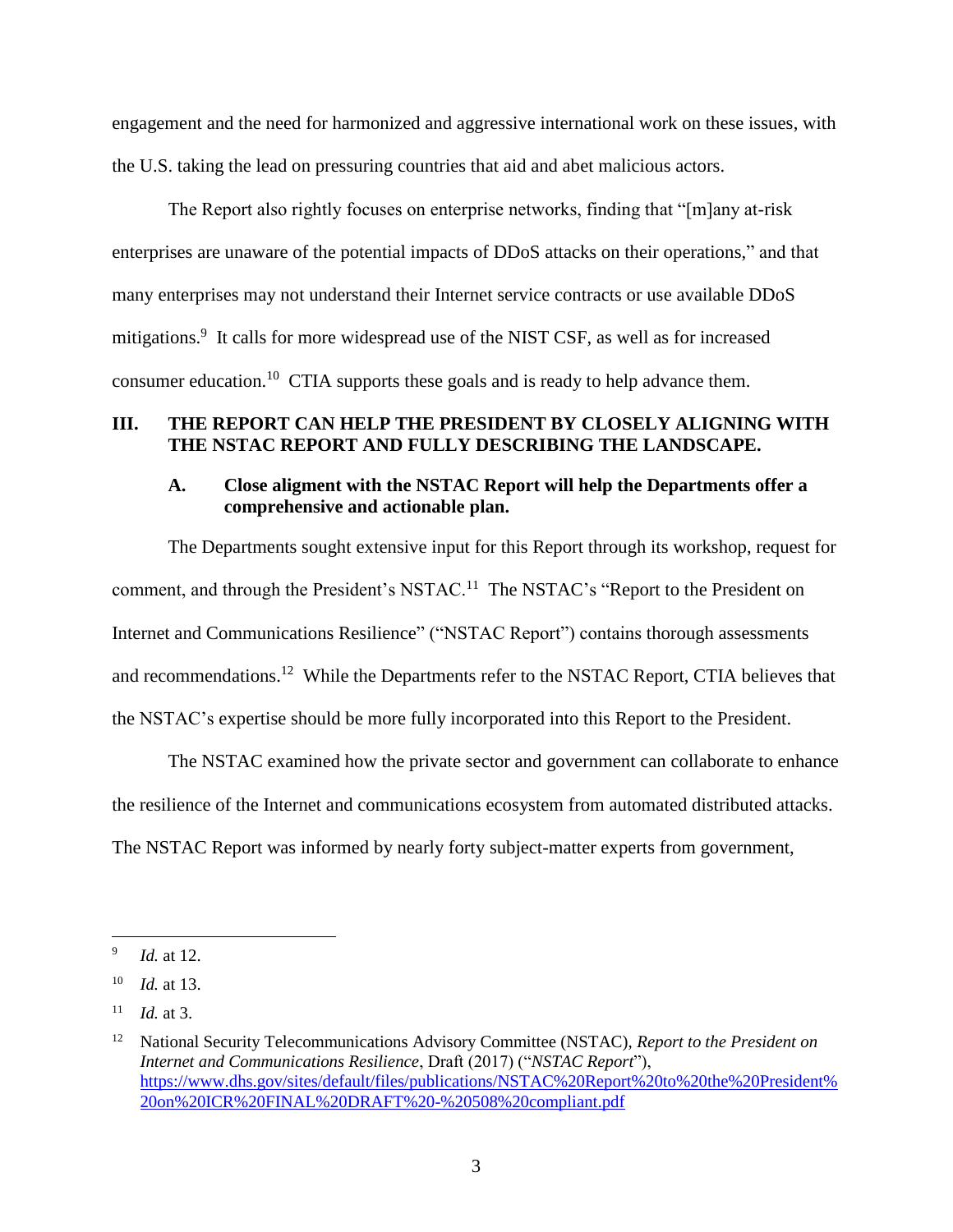engagement and the need for harmonized and aggressive international work on these issues, with the U.S. taking the lead on pressuring countries that aid and abet malicious actors.

The Report also rightly focuses on enterprise networks, finding that "[m]any at-risk enterprises are unaware of the potential impacts of DDoS attacks on their operations," and that many enterprises may not understand their Internet service contracts or use available DDoS mitigations.[9] It calls for more widespread use of the NIST CSF, as well as for increased consumer education.[10] CTIA supports these goals and is ready to help advance them.

## III. THE REPORT CAN HELP THE PRESIDENT BY CLOSELY ALIGNING WITH THE NSTAC REPORT AND FULLY DESCRIBING THE LANDSCAPE.

### A. Close aligment with the NSTAC Report will help the Departments offer a comprehensive and actionable plan.

The Departments sought extensive input for this Report through its workshop, request for comment, and through the President's NSTAC.[11] The NSTAC's "Report to the President on Internet and Communications Resilience" ("NSTAC Report") contains thorough assessments and recommendations.[12] While the Departments refer to the NSTAC Report, CTIA believes that the NSTAC's expertise should be more fully incorporated into this Report to the President.

The NSTAC examined how the private sector and government can collaborate to enhance the resilience of the Internet and communications ecosystem from automated distributed attacks. The NSTAC Report was informed by nearly forty subject-matter experts from government,

---

[9] *Id.* at 12.

[10] *Id.* at 13.

[11] *Id.* at 3.

[12] National Security Telecommunications Advisory Committee (NSTAC), *Report to the President on Internet and Communications Resilience*, Draft (2017) ("*NSTAC Report*"), https://www.dhs.gov/sites/default/files/publications/NSTAC%20Report%20to%20the%20President%20on%20ICR%20FINAL%20DRAFT%20-%20508%20compliant.pdf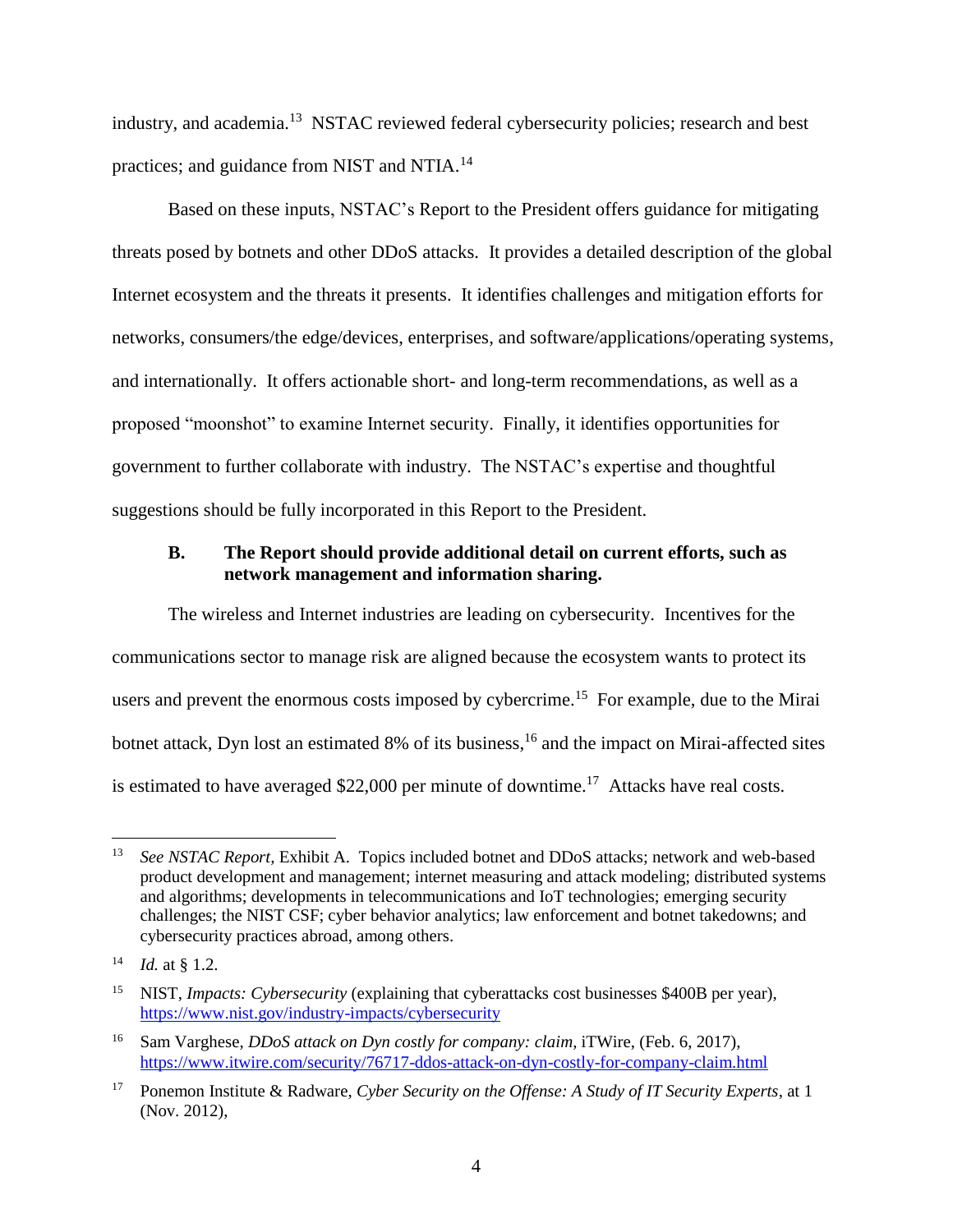industry, and academia.[13] NSTAC reviewed federal cybersecurity policies; research and best practices; and guidance from NIST and NTIA.[14]

Based on these inputs, NSTAC's Report to the President offers guidance for mitigating threats posed by botnets and other DDoS attacks. It provides a detailed description of the global Internet ecosystem and the threats it presents. It identifies challenges and mitigation efforts for networks, consumers/the edge/devices, enterprises, and software/applications/operating systems, and internationally. It offers actionable short- and long-term recommendations, as well as a proposed "moonshot" to examine Internet security. Finally, it identifies opportunities for government to further collaborate with industry. The NSTAC's expertise and thoughtful suggestions should be fully incorporated in this Report to the President.

### B. The Report should provide additional detail on current efforts, such as network management and information sharing.

The wireless and Internet industries are leading on cybersecurity. Incentives for the communications sector to manage risk are aligned because the ecosystem wants to protect its users and prevent the enormous costs imposed by cybercrime.[15] For example, due to the Mirai botnet attack, Dyn lost an estimated 8% of its business,[16] and the impact on Mirai-affected sites is estimated to have averaged $22,000 per minute of downtime.[17] Attacks have real costs.

---

[13] *See NSTAC Report*, Exhibit A. Topics included botnet and DDoS attacks; network and web-based product development and management; internet measuring and attack modeling; distributed systems and algorithms; developments in telecommunications and IoT technologies; emerging security challenges; the NIST CSF; cyber behavior analytics; law enforcement and botnet takedowns; and cybersecurity practices abroad, among others.

[14] *Id.* at § 1.2.

[15] NIST, *Impacts: Cybersecurity* (explaining that cyberattacks cost businesses $400B per year), https://www.nist.gov/industry-impacts/cybersecurity

[16] Sam Varghese, *DDoS attack on Dyn costly for company: claim*, iTWire, (Feb. 6, 2017), https://www.itwire.com/security/76717-ddos-attack-on-dyn-costly-for-company-claim.html

[17] Ponemon Institute & Radware, *Cyber Security on the Offense: A Study of IT Security Experts*, at 1 (Nov. 2012),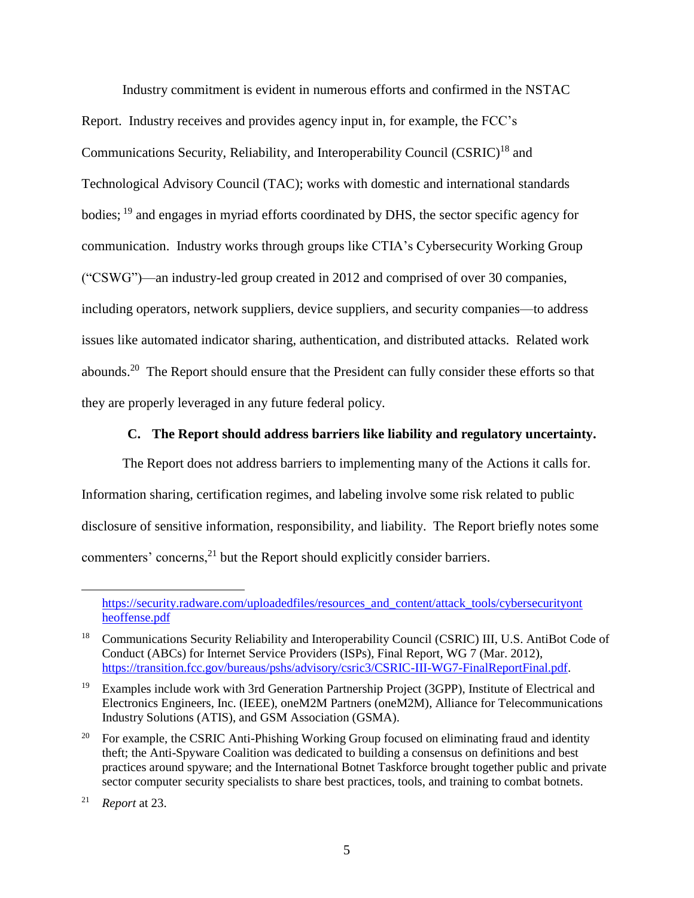Industry commitment is evident in numerous efforts and confirmed in the NSTAC Report. Industry receives and provides agency input in, for example, the FCC's Communications Security, Reliability, and Interoperability Council (CSRIC)[18] and Technological Advisory Council (TAC); works with domestic and international standards bodies; [19] and engages in myriad efforts coordinated by DHS, the sector specific agency for communication. Industry works through groups like CTIA's Cybersecurity Working Group ("CSWG")—an industry-led group created in 2012 and comprised of over 30 companies, including operators, network suppliers, device suppliers, and security companies—to address issues like automated indicator sharing, authentication, and distributed attacks. Related work abounds.[20] The Report should ensure that the President can fully consider these efforts so that they are properly leveraged in any future federal policy.

### C. The Report should address barriers like liability and regulatory uncertainty.

The Report does not address barriers to implementing many of the Actions it calls for. Information sharing, certification regimes, and labeling involve some risk related to public disclosure of sensitive information, responsibility, and liability. The Report briefly notes some commenters' concerns,[21] but the Report should explicitly consider barriers.

---

https://security.radware.com/uploadedfiles/resources_and_content/attack_tools/cybersecurityontheoffense.pdf

[18] Communications Security Reliability and Interoperability Council (CSRIC) III, U.S. AntiBot Code of Conduct (ABCs) for Internet Service Providers (ISPs), Final Report, WG 7 (Mar. 2012), https://transition.fcc.gov/bureaus/pshs/advisory/csric3/CSRIC-III-WG7-FinalReportFinal.pdf.

[19] Examples include work with 3rd Generation Partnership Project (3GPP), Institute of Electrical and Electronics Engineers, Inc. (IEEE), oneM2M Partners (oneM2M), Alliance for Telecommunications Industry Solutions (ATIS), and GSM Association (GSMA).

[20] For example, the CSRIC Anti-Phishing Working Group focused on eliminating fraud and identity theft; the Anti-Spyware Coalition was dedicated to building a consensus on definitions and best practices around spyware; and the International Botnet Taskforce brought together public and private sector computer security specialists to share best practices, tools, and training to combat botnets.

[21] *Report* at 23.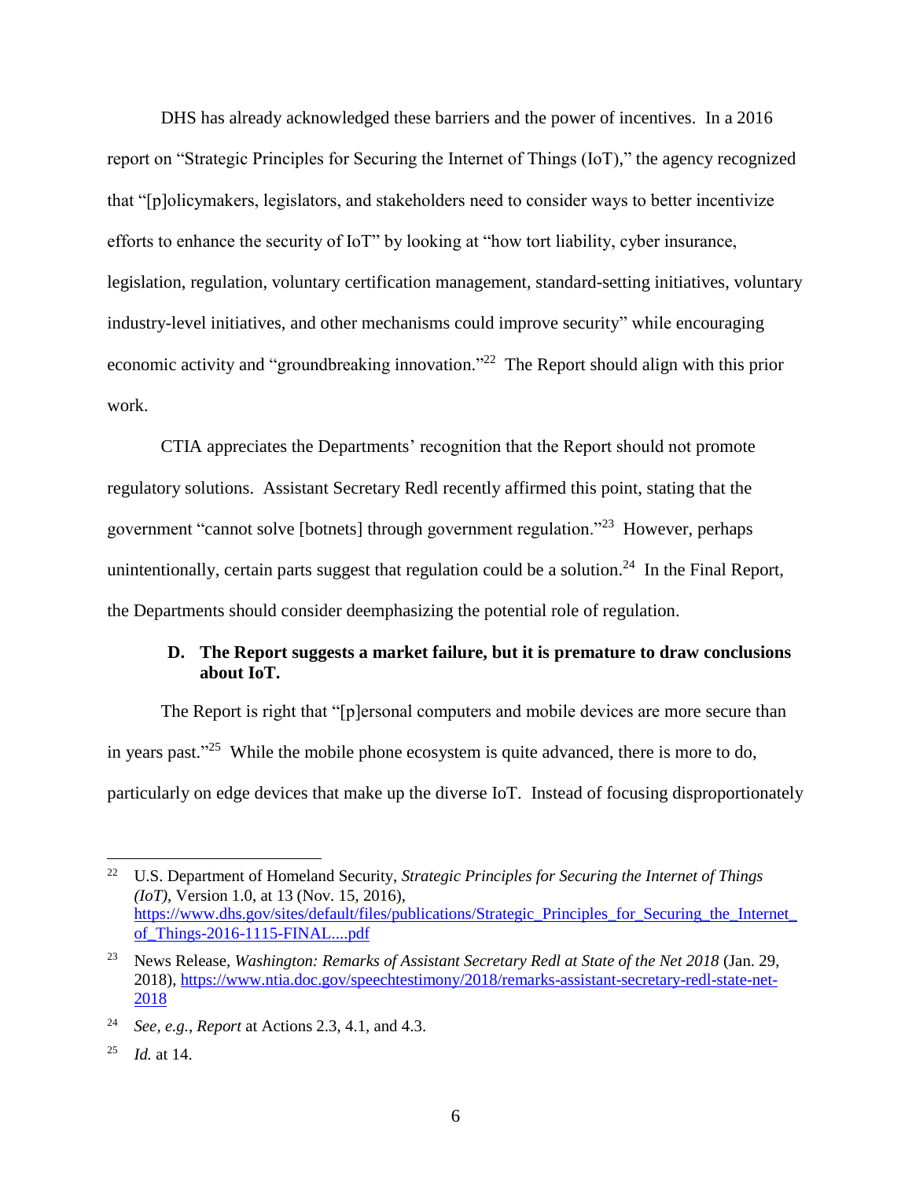DHS has already acknowledged these barriers and the power of incentives. In a 2016 report on "Strategic Principles for Securing the Internet of Things (IoT)," the agency recognized that "[p]olicymakers, legislators, and stakeholders need to consider ways to better incentivize efforts to enhance the security of IoT" by looking at "how tort liability, cyber insurance, legislation, regulation, voluntary certification management, standard-setting initiatives, voluntary industry-level initiatives, and other mechanisms could improve security" while encouraging economic activity and "groundbreaking innovation."[22] The Report should align with this prior work.

CTIA appreciates the Departments' recognition that the Report should not promote regulatory solutions. Assistant Secretary Redl recently affirmed this point, stating that the government "cannot solve [botnets] through government regulation."[23] However, perhaps unintentionally, certain parts suggest that regulation could be a solution.[24] In the Final Report, the Departments should consider deemphasizing the potential role of regulation.

### D. The Report suggests a market failure, but it is premature to draw conclusions about IoT.

The Report is right that "[p]ersonal computers and mobile devices are more secure than in years past."[25] While the mobile phone ecosystem is quite advanced, there is more to do, particularly on edge devices that make up the diverse IoT. Instead of focusing disproportionately

---

[22] U.S. Department of Homeland Security, *Strategic Principles for Securing the Internet of Things (IoT)*, Version 1.0, at 13 (Nov. 15, 2016), https://www.dhs.gov/sites/default/files/publications/Strategic_Principles_for_Securing_the_Internet_of_Things-2016-1115-FINAL....pdf

[23] News Release, *Washington: Remarks of Assistant Secretary Redl at State of the Net 2018* (Jan. 29, 2018), https://www.ntia.doc.gov/speechtestimony/2018/remarks-assistant-secretary-redl-state-net-2018

[24] *See, e.g.*, *Report* at Actions 2.3, 4.1, and 4.3.

[25] *Id.* at 14.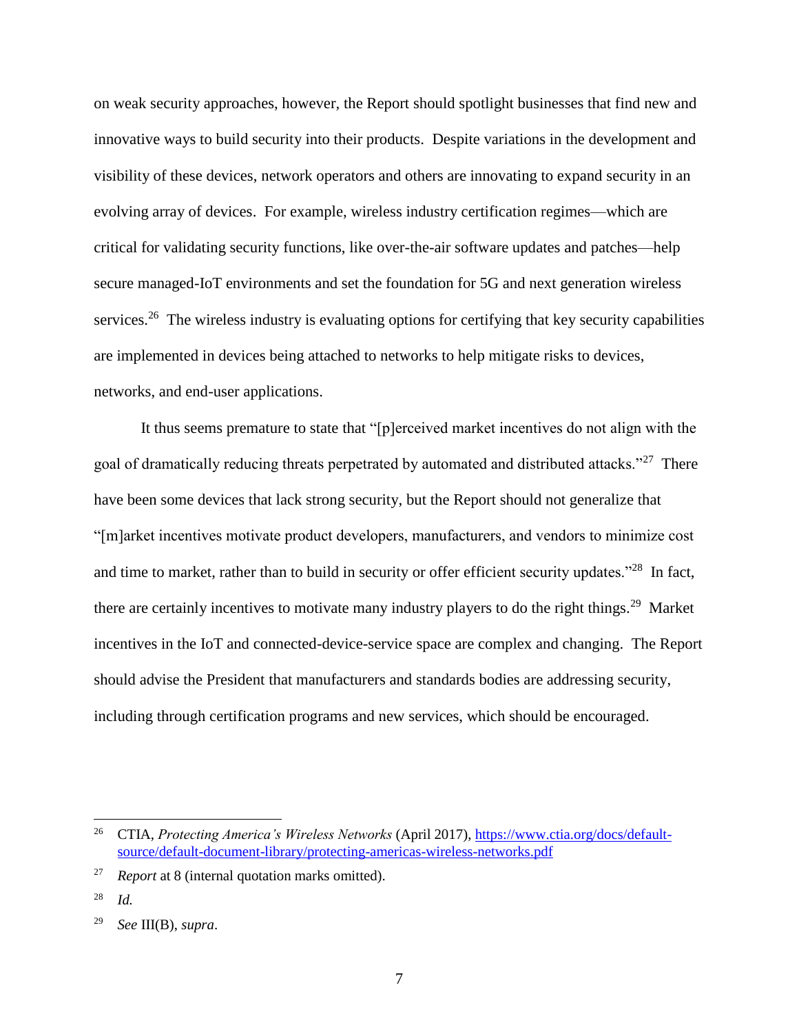on weak security approaches, however, the Report should spotlight businesses that find new and innovative ways to build security into their products. Despite variations in the development and visibility of these devices, network operators and others are innovating to expand security in an evolving array of devices. For example, wireless industry certification regimes—which are critical for validating security functions, like over-the-air software updates and patches—help secure managed-IoT environments and set the foundation for 5G and next generation wireless services.[26] The wireless industry is evaluating options for certifying that key security capabilities are implemented in devices being attached to networks to help mitigate risks to devices, networks, and end-user applications.

It thus seems premature to state that "[p]erceived market incentives do not align with the goal of dramatically reducing threats perpetrated by automated and distributed attacks."[27] There have been some devices that lack strong security, but the Report should not generalize that "[m]arket incentives motivate product developers, manufacturers, and vendors to minimize cost and time to market, rather than to build in security or offer efficient security updates."[28] In fact, there are certainly incentives to motivate many industry players to do the right things.[29] Market incentives in the IoT and connected-device-service space are complex and changing. The Report should advise the President that manufacturers and standards bodies are addressing security, including through certification programs and new services, which should be encouraged.

---

[26] CTIA, *Protecting America's Wireless Networks* (April 2017), https://www.ctia.org/docs/default-source/default-document-library/protecting-americas-wireless-networks.pdf

[27] *Report* at 8 (internal quotation marks omitted).

[28] *Id.*

[29] *See* III(B), *supra*.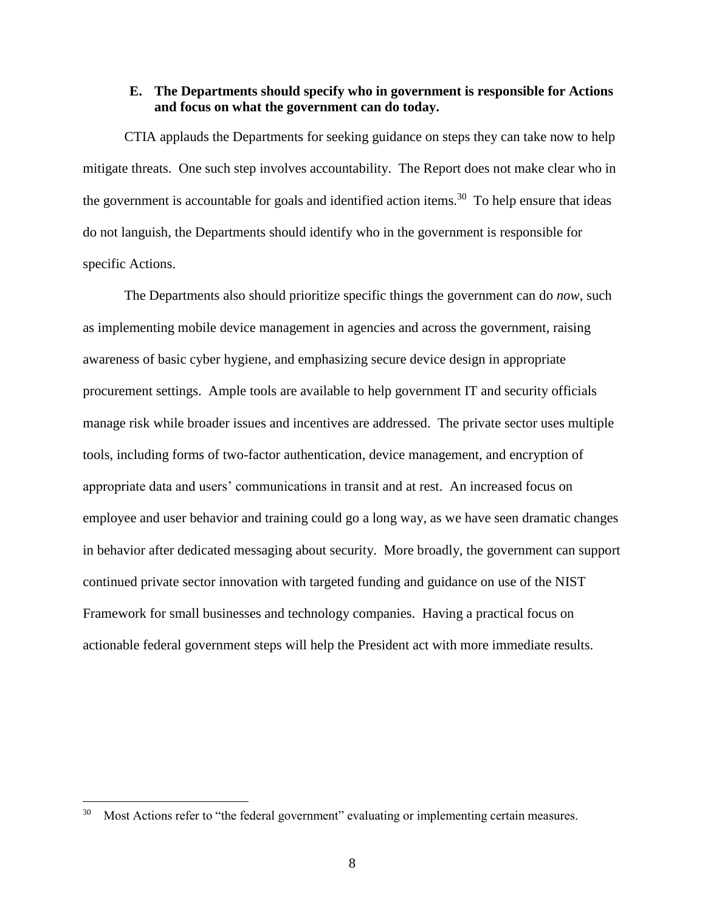### E. The Departments should specify who in government is responsible for Actions and focus on what the government can do today.

CTIA applauds the Departments for seeking guidance on steps they can take now to help mitigate threats. One such step involves accountability. The Report does not make clear who in the government is accountable for goals and identified action items.[30] To help ensure that ideas do not languish, the Departments should identify who in the government is responsible for specific Actions.

The Departments also should prioritize specific things the government can do *now*, such as implementing mobile device management in agencies and across the government, raising awareness of basic cyber hygiene, and emphasizing secure device design in appropriate procurement settings. Ample tools are available to help government IT and security officials manage risk while broader issues and incentives are addressed. The private sector uses multiple tools, including forms of two-factor authentication, device management, and encryption of appropriate data and users' communications in transit and at rest. An increased focus on employee and user behavior and training could go a long way, as we have seen dramatic changes in behavior after dedicated messaging about security. More broadly, the government can support continued private sector innovation with targeted funding and guidance on use of the NIST Framework for small businesses and technology companies. Having a practical focus on actionable federal government steps will help the President act with more immediate results.

---

[30] Most Actions refer to "the federal government" evaluating or implementing certain measures.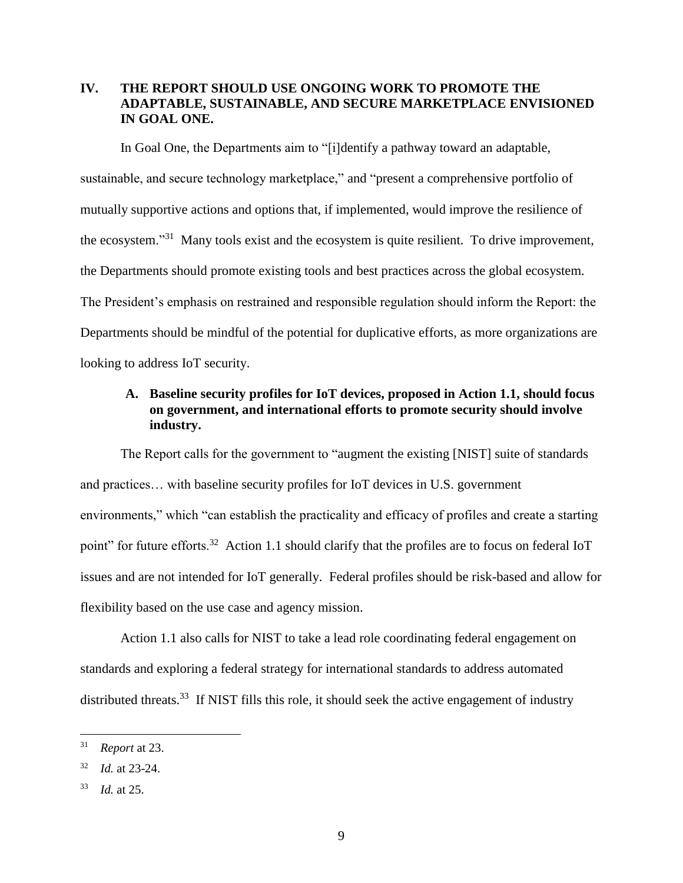## IV. THE REPORT SHOULD USE ONGOING WORK TO PROMOTE THE ADAPTABLE, SUSTAINABLE, AND SECURE MARKETPLACE ENVISIONED IN GOAL ONE.

In Goal One, the Departments aim to "[i]dentify a pathway toward an adaptable, sustainable, and secure technology marketplace," and "present a comprehensive portfolio of mutually supportive actions and options that, if implemented, would improve the resilience of the ecosystem."[31] Many tools exist and the ecosystem is quite resilient. To drive improvement, the Departments should promote existing tools and best practices across the global ecosystem. The President's emphasis on restrained and responsible regulation should inform the Report: the Departments should be mindful of the potential for duplicative efforts, as more organizations are looking to address IoT security.

### A. Baseline security profiles for IoT devices, proposed in Action 1.1, should focus on government, and international efforts to promote security should involve industry.

The Report calls for the government to "augment the existing [NIST] suite of standards and practices… with baseline security profiles for IoT devices in U.S. government environments," which "can establish the practicality and efficacy of profiles and create a starting point" for future efforts.[32] Action 1.1 should clarify that the profiles are to focus on federal IoT issues and are not intended for IoT generally. Federal profiles should be risk-based and allow for flexibility based on the use case and agency mission.

Action 1.1 also calls for NIST to take a lead role coordinating federal engagement on standards and exploring a federal strategy for international standards to address automated distributed threats.[33] If NIST fills this role, it should seek the active engagement of industry

---

[31] *Report* at 23.

[32] *Id.* at 23-24.

[33] *Id.* at 25.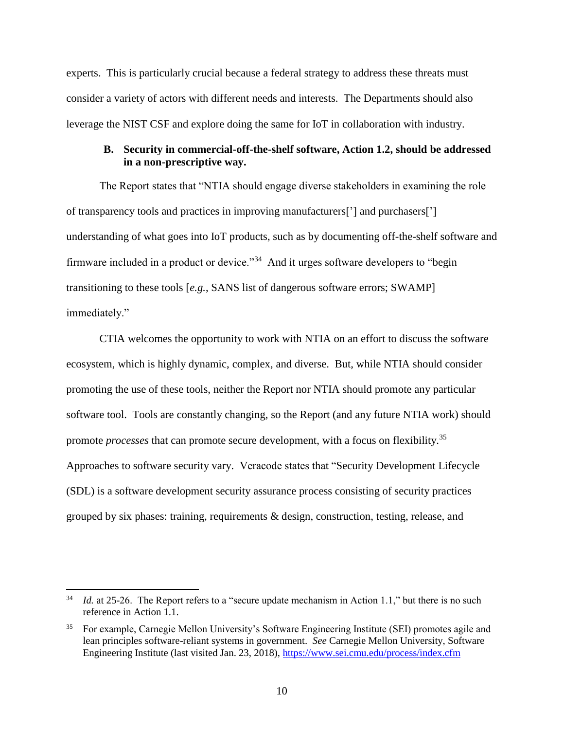experts. This is particularly crucial because a federal strategy to address these threats must consider a variety of actors with different needs and interests. The Departments should also leverage the NIST CSF and explore doing the same for IoT in collaboration with industry.

### B. Security in commercial-off-the-shelf software, Action 1.2, should be addressed in a non-prescriptive way.

The Report states that "NTIA should engage diverse stakeholders in examining the role of transparency tools and practices in improving manufacturers['] and purchasers['] understanding of what goes into IoT products, such as by documenting off-the-shelf software and firmware included in a product or device."[34] And it urges software developers to "begin transitioning to these tools [*e.g.*, SANS list of dangerous software errors; SWAMP] immediately."

CTIA welcomes the opportunity to work with NTIA on an effort to discuss the software ecosystem, which is highly dynamic, complex, and diverse. But, while NTIA should consider promoting the use of these tools, neither the Report nor NTIA should promote any particular software tool. Tools are constantly changing, so the Report (and any future NTIA work) should promote *processes* that can promote secure development, with a focus on flexibility.[35] Approaches to software security vary. Veracode states that "Security Development Lifecycle (SDL) is a software development security assurance process consisting of security practices grouped by six phases: training, requirements & design, construction, testing, release, and

---

[34] *Id.* at 25-26. The Report refers to a "secure update mechanism in Action 1.1," but there is no such reference in Action 1.1.

[35] For example, Carnegie Mellon University's Software Engineering Institute (SEI) promotes agile and lean principles software-reliant systems in government. *See* Carnegie Mellon University, Software Engineering Institute (last visited Jan. 23, 2018), https://www.sei.cmu.edu/process/index.cfm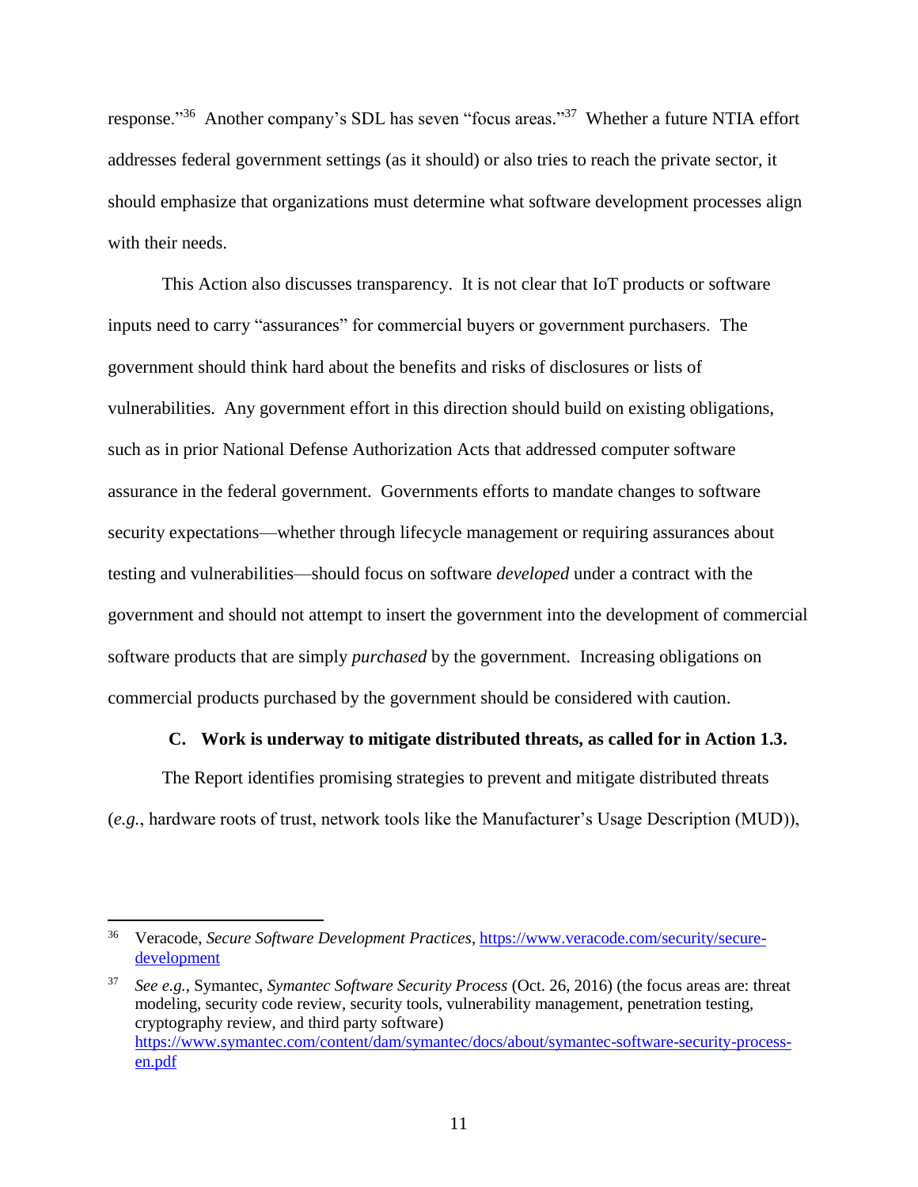response."[36] Another company's SDL has seven "focus areas."[37] Whether a future NTIA effort addresses federal government settings (as it should) or also tries to reach the private sector, it should emphasize that organizations must determine what software development processes align with their needs.

This Action also discusses transparency. It is not clear that IoT products or software inputs need to carry "assurances" for commercial buyers or government purchasers. The government should think hard about the benefits and risks of disclosures or lists of vulnerabilities. Any government effort in this direction should build on existing obligations, such as in prior National Defense Authorization Acts that addressed computer software assurance in the federal government. Governments efforts to mandate changes to software security expectations—whether through lifecycle management or requiring assurances about testing and vulnerabilities—should focus on software *developed* under a contract with the government and should not attempt to insert the government into the development of commercial software products that are simply *purchased* by the government. Increasing obligations on commercial products purchased by the government should be considered with caution.

### C. Work is underway to mitigate distributed threats, as called for in Action 1.3.

The Report identifies promising strategies to prevent and mitigate distributed threats (*e.g.*, hardware roots of trust, network tools like the Manufacturer's Usage Description (MUD)),

---

[36] Veracode, *Secure Software Development Practices*, https://www.veracode.com/security/secure-development

[37] *See e.g.*, Symantec, *Symantec Software Security Process* (Oct. 26, 2016) (the focus areas are: threat modeling, security code review, security tools, vulnerability management, penetration testing, cryptography review, and third party software) https://www.symantec.com/content/dam/symantec/docs/about/symantec-software-security-process-en.pdf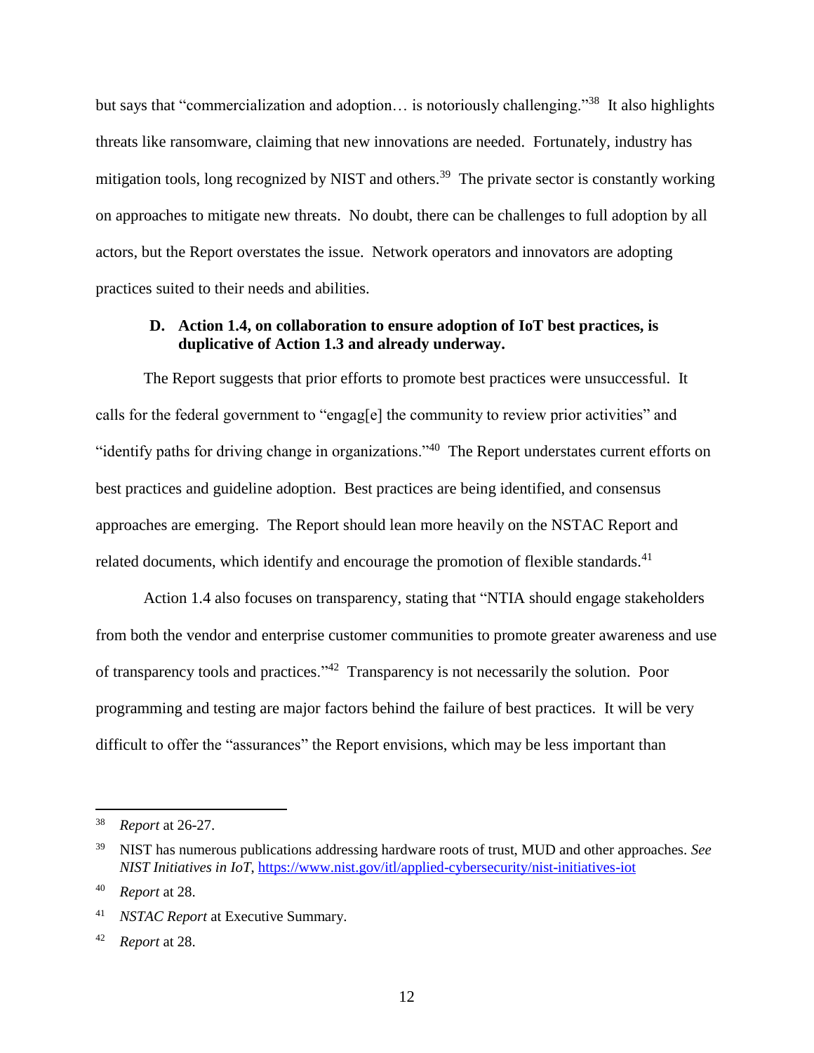but says that "commercialization and adoption… is notoriously challenging."[38] It also highlights threats like ransomware, claiming that new innovations are needed. Fortunately, industry has mitigation tools, long recognized by NIST and others.[39] The private sector is constantly working on approaches to mitigate new threats. No doubt, there can be challenges to full adoption by all actors, but the Report overstates the issue. Network operators and innovators are adopting practices suited to their needs and abilities.

### D. Action 1.4, on collaboration to ensure adoption of IoT best practices, is duplicative of Action 1.3 and already underway.

The Report suggests that prior efforts to promote best practices were unsuccessful. It calls for the federal government to "engag[e] the community to review prior activities" and "identify paths for driving change in organizations."[40] The Report understates current efforts on best practices and guideline adoption. Best practices are being identified, and consensus approaches are emerging. The Report should lean more heavily on the NSTAC Report and related documents, which identify and encourage the promotion of flexible standards.[41]

Action 1.4 also focuses on transparency, stating that "NTIA should engage stakeholders from both the vendor and enterprise customer communities to promote greater awareness and use of transparency tools and practices."[42] Transparency is not necessarily the solution. Poor programming and testing are major factors behind the failure of best practices. It will be very difficult to offer the "assurances" the Report envisions, which may be less important than

---

[38] *Report* at 26-27.

[39] NIST has numerous publications addressing hardware roots of trust, MUD and other approaches. *See NIST Initiatives in IoT*, https://www.nist.gov/itl/applied-cybersecurity/nist-initiatives-iot

[40] *Report* at 28.

[41] *NSTAC Report* at Executive Summary.

[42] *Report* at 28.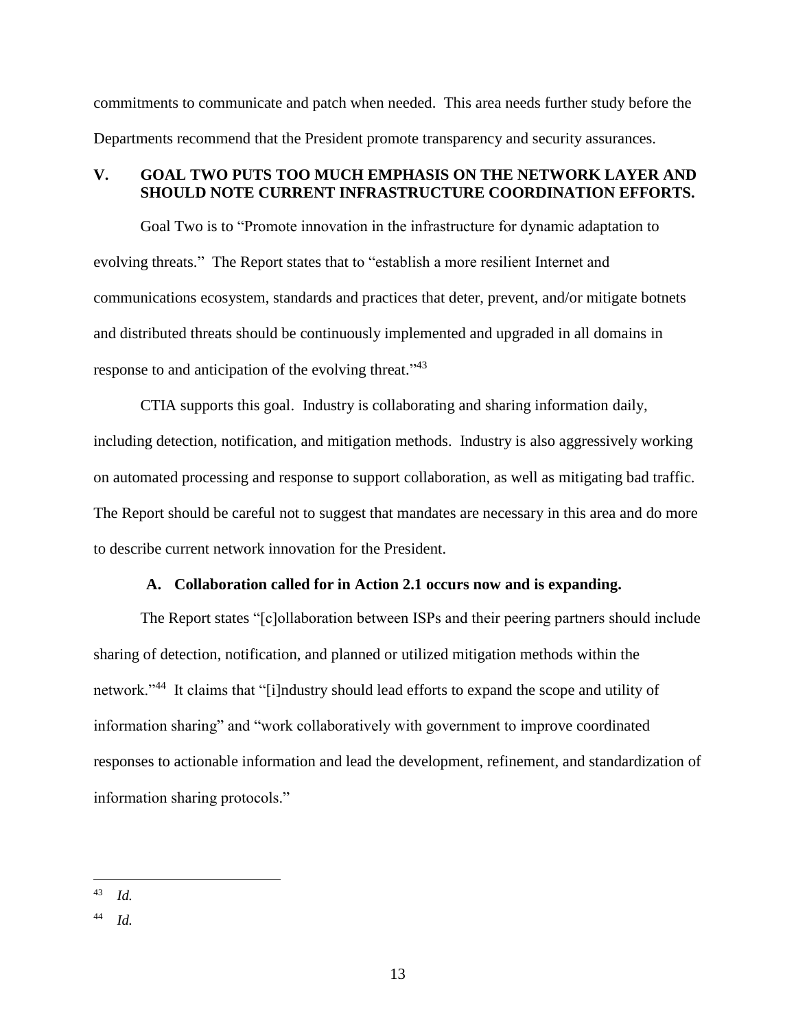commitments to communicate and patch when needed. This area needs further study before the Departments recommend that the President promote transparency and security assurances.

## V. GOAL TWO PUTS TOO MUCH EMPHASIS ON THE NETWORK LAYER AND SHOULD NOTE CURRENT INFRASTRUCTURE COORDINATION EFFORTS.

Goal Two is to "Promote innovation in the infrastructure for dynamic adaptation to evolving threats." The Report states that to "establish a more resilient Internet and communications ecosystem, standards and practices that deter, prevent, and/or mitigate botnets and distributed threats should be continuously implemented and upgraded in all domains in response to and anticipation of the evolving threat."[43]

CTIA supports this goal. Industry is collaborating and sharing information daily, including detection, notification, and mitigation methods. Industry is also aggressively working on automated processing and response to support collaboration, as well as mitigating bad traffic. The Report should be careful not to suggest that mandates are necessary in this area and do more to describe current network innovation for the President.

### A. Collaboration called for in Action 2.1 occurs now and is expanding.

The Report states "[c]ollaboration between ISPs and their peering partners should include sharing of detection, notification, and planned or utilized mitigation methods within the network."[44] It claims that "[i]ndustry should lead efforts to expand the scope and utility of information sharing" and "work collaboratively with government to improve coordinated responses to actionable information and lead the development, refinement, and standardization of information sharing protocols."

---

[43] *Id.*

[44] *Id.*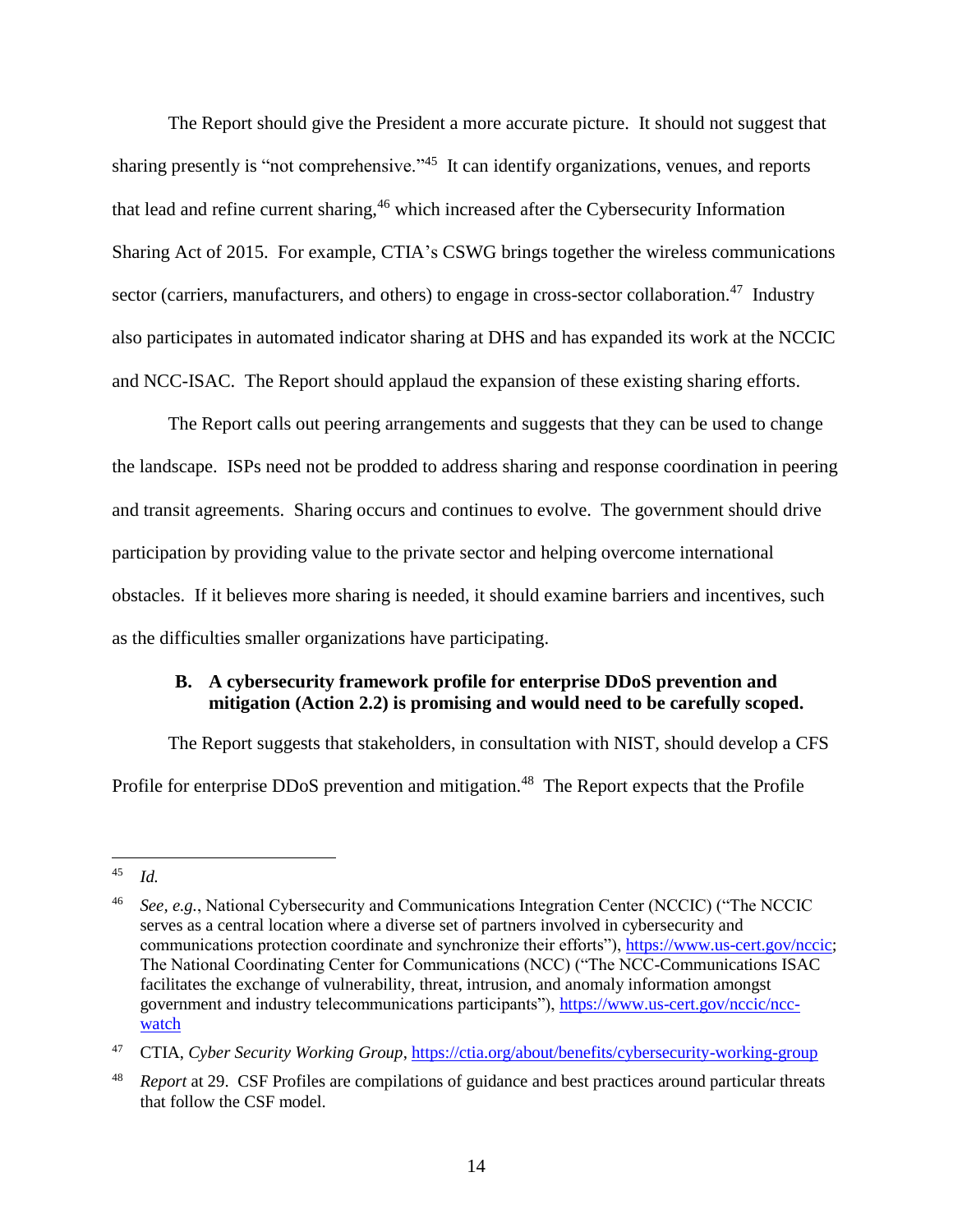The Report should give the President a more accurate picture. It should not suggest that sharing presently is "not comprehensive."[45] It can identify organizations, venues, and reports that lead and refine current sharing,[46] which increased after the Cybersecurity Information Sharing Act of 2015. For example, CTIA's CSWG brings together the wireless communications sector (carriers, manufacturers, and others) to engage in cross-sector collaboration.[47] Industry also participates in automated indicator sharing at DHS and has expanded its work at the NCCIC and NCC-ISAC. The Report should applaud the expansion of these existing sharing efforts.

The Report calls out peering arrangements and suggests that they can be used to change the landscape. ISPs need not be prodded to address sharing and response coordination in peering and transit agreements. Sharing occurs and continues to evolve. The government should drive participation by providing value to the private sector and helping overcome international obstacles. If it believes more sharing is needed, it should examine barriers and incentives, such as the difficulties smaller organizations have participating.

### B. A cybersecurity framework profile for enterprise DDoS prevention and mitigation (Action 2.2) is promising and would need to be carefully scoped.

The Report suggests that stakeholders, in consultation with NIST, should develop a CFS Profile for enterprise DDoS prevention and mitigation.[48] The Report expects that the Profile

---

[45] *Id.*

[46] *See, e.g.*, National Cybersecurity and Communications Integration Center (NCCIC) ("The NCCIC serves as a central location where a diverse set of partners involved in cybersecurity and communications protection coordinate and synchronize their efforts"), https://www.us-cert.gov/nccic; The National Coordinating Center for Communications (NCC) ("The NCC-Communications ISAC facilitates the exchange of vulnerability, threat, intrusion, and anomaly information amongst government and industry telecommunications participants"), https://www.us-cert.gov/nccic/ncc-watch

[47] CTIA, *Cyber Security Working Group*, https://ctia.org/about/benefits/cybersecurity-working-group

[48] *Report* at 29. CSF Profiles are compilations of guidance and best practices around particular threats that follow the CSF model.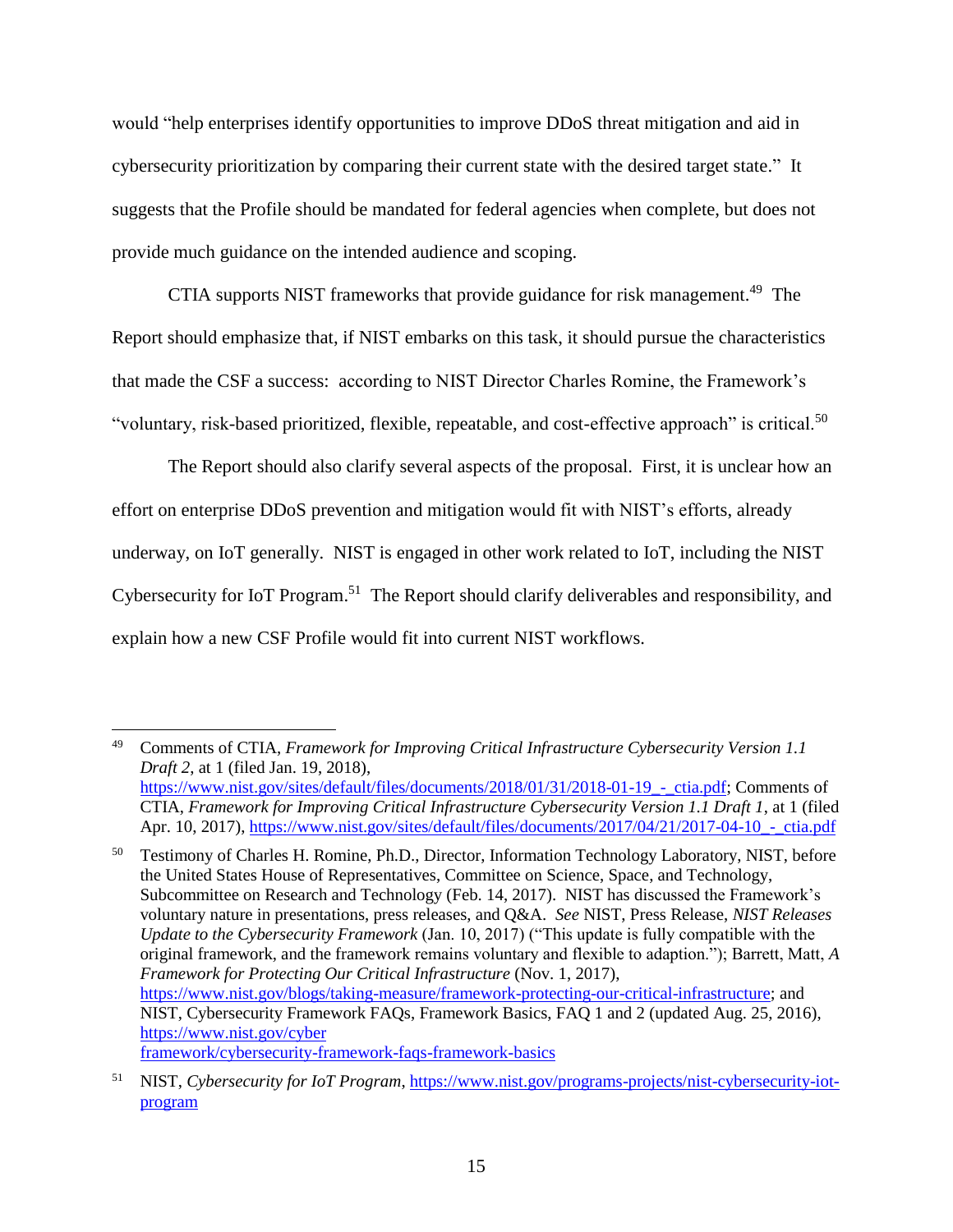would "help enterprises identify opportunities to improve DDoS threat mitigation and aid in cybersecurity prioritization by comparing their current state with the desired target state." It suggests that the Profile should be mandated for federal agencies when complete, but does not provide much guidance on the intended audience and scoping.

CTIA supports NIST frameworks that provide guidance for risk management.[49] The Report should emphasize that, if NIST embarks on this task, it should pursue the characteristics that made the CSF a success: according to NIST Director Charles Romine, the Framework's "voluntary, risk-based prioritized, flexible, repeatable, and cost-effective approach" is critical.[50]

The Report should also clarify several aspects of the proposal. First, it is unclear how an effort on enterprise DDoS prevention and mitigation would fit with NIST's efforts, already underway, on IoT generally. NIST is engaged in other work related to IoT, including the NIST Cybersecurity for IoT Program.[51] The Report should clarify deliverables and responsibility, and explain how a new CSF Profile would fit into current NIST workflows.

---

[49] Comments of CTIA, *Framework for Improving Critical Infrastructure Cybersecurity Version 1.1 Draft 2*, at 1 (filed Jan. 19, 2018), https://www.nist.gov/sites/default/files/documents/2018/01/31/2018-01-19_-_ctia.pdf; Comments of CTIA, *Framework for Improving Critical Infrastructure Cybersecurity Version 1.1 Draft 1*, at 1 (filed Apr. 10, 2017), https://www.nist.gov/sites/default/files/documents/2017/04/21/2017-04-10_-_ctia.pdf

[50] Testimony of Charles H. Romine, Ph.D., Director, Information Technology Laboratory, NIST, before the United States House of Representatives, Committee on Science, Space, and Technology, Subcommittee on Research and Technology (Feb. 14, 2017). NIST has discussed the Framework's voluntary nature in presentations, press releases, and Q&A. *See* NIST, Press Release, *NIST Releases Update to the Cybersecurity Framework* (Jan. 10, 2017) ("This update is fully compatible with the original framework, and the framework remains voluntary and flexible to adaption."); Barrett, Matt, *A Framework for Protecting Our Critical Infrastructure* (Nov. 1, 2017), https://www.nist.gov/blogs/taking-measure/framework-protecting-our-critical-infrastructure; and NIST, Cybersecurity Framework FAQs, Framework Basics, FAQ 1 and 2 (updated Aug. 25, 2016), https://www.nist.gov/cyber framework/cybersecurity-framework-faqs-framework-basics

[51] NIST, *Cybersecurity for IoT Program*, https://www.nist.gov/programs-projects/nist-cybersecurity-iot-program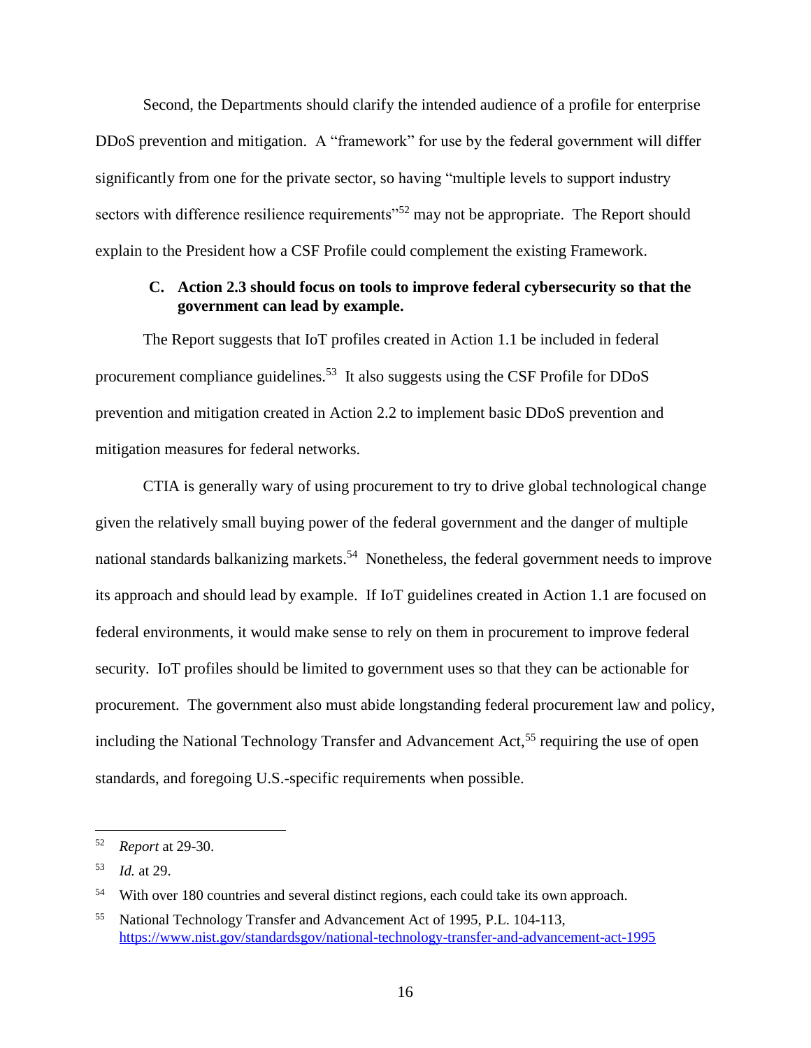Second, the Departments should clarify the intended audience of a profile for enterprise DDoS prevention and mitigation. A "framework" for use by the federal government will differ significantly from one for the private sector, so having "multiple levels to support industry sectors with difference resilience requirements"[52] may not be appropriate. The Report should explain to the President how a CSF Profile could complement the existing Framework.

### C. Action 2.3 should focus on tools to improve federal cybersecurity so that the government can lead by example.

The Report suggests that IoT profiles created in Action 1.1 be included in federal procurement compliance guidelines.[53] It also suggests using the CSF Profile for DDoS prevention and mitigation created in Action 2.2 to implement basic DDoS prevention and mitigation measures for federal networks.

CTIA is generally wary of using procurement to try to drive global technological change given the relatively small buying power of the federal government and the danger of multiple national standards balkanizing markets.[54] Nonetheless, the federal government needs to improve its approach and should lead by example. If IoT guidelines created in Action 1.1 are focused on federal environments, it would make sense to rely on them in procurement to improve federal security. IoT profiles should be limited to government uses so that they can be actionable for procurement. The government also must abide longstanding federal procurement law and policy, including the National Technology Transfer and Advancement Act,[55] requiring the use of open standards, and foregoing U.S.-specific requirements when possible.

---

[52] *Report* at 29-30.

[53] *Id.* at 29.

[54] With over 180 countries and several distinct regions, each could take its own approach.

[55] National Technology Transfer and Advancement Act of 1995, P.L. 104-113, https://www.nist.gov/standardsgov/national-technology-transfer-and-advancement-act-1995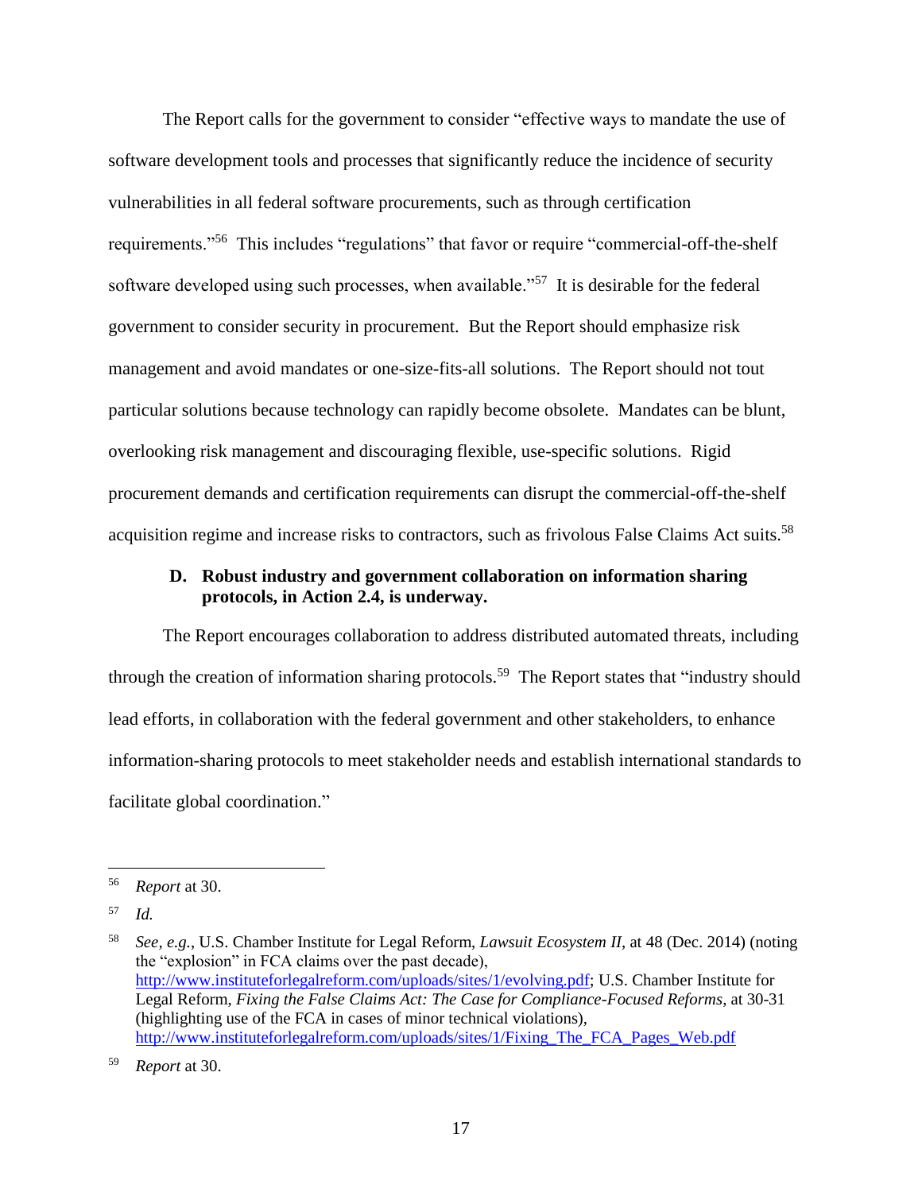The Report calls for the government to consider "effective ways to mandate the use of software development tools and processes that significantly reduce the incidence of security vulnerabilities in all federal software procurements, such as through certification requirements."[56] This includes "regulations" that favor or require "commercial-off-the-shelf software developed using such processes, when available."[57] It is desirable for the federal government to consider security in procurement. But the Report should emphasize risk management and avoid mandates or one-size-fits-all solutions. The Report should not tout particular solutions because technology can rapidly become obsolete. Mandates can be blunt, overlooking risk management and discouraging flexible, use-specific solutions. Rigid procurement demands and certification requirements can disrupt the commercial-off-the-shelf acquisition regime and increase risks to contractors, such as frivolous False Claims Act suits.[58]

### D. Robust industry and government collaboration on information sharing protocols, in Action 2.4, is underway.

The Report encourages collaboration to address distributed automated threats, including through the creation of information sharing protocols.[59] The Report states that "industry should lead efforts, in collaboration with the federal government and other stakeholders, to enhance information-sharing protocols to meet stakeholder needs and establish international standards to facilitate global coordination."

---

[56] *Report* at 30.

[57] *Id.*

[58] *See, e.g.*, U.S. Chamber Institute for Legal Reform, *Lawsuit Ecosystem II*, at 48 (Dec. 2014) (noting the "explosion" in FCA claims over the past decade), http://www.instituteforlegalreform.com/uploads/sites/1/evolving.pdf; U.S. Chamber Institute for Legal Reform, *Fixing the False Claims Act: The Case for Compliance-Focused Reforms*, at 30-31 (highlighting use of the FCA in cases of minor technical violations), http://www.instituteforlegalreform.com/uploads/sites/1/Fixing_The_FCA_Pages_Web.pdf

[59] *Report* at 30.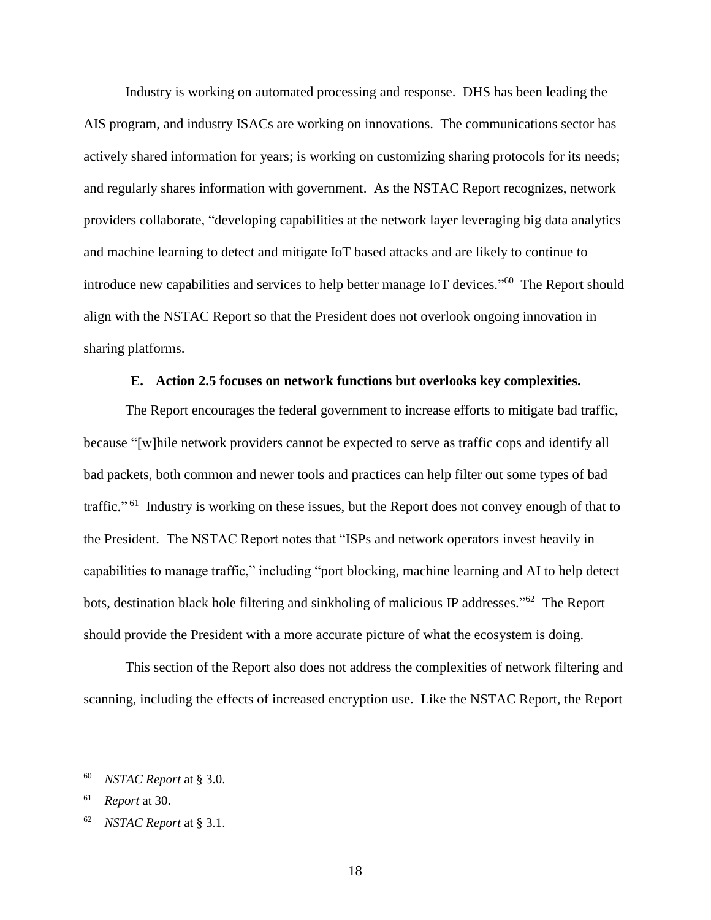Industry is working on automated processing and response. DHS has been leading the AIS program, and industry ISACs are working on innovations. The communications sector has actively shared information for years; is working on customizing sharing protocols for its needs; and regularly shares information with government. As the NSTAC Report recognizes, network providers collaborate, "developing capabilities at the network layer leveraging big data analytics and machine learning to detect and mitigate IoT based attacks and are likely to continue to introduce new capabilities and services to help better manage IoT devices."[60] The Report should align with the NSTAC Report so that the President does not overlook ongoing innovation in sharing platforms.

### E. Action 2.5 focuses on network functions but overlooks key complexities.

The Report encourages the federal government to increase efforts to mitigate bad traffic, because "[w]hile network providers cannot be expected to serve as traffic cops and identify all bad packets, both common and newer tools and practices can help filter out some types of bad traffic."[61] Industry is working on these issues, but the Report does not convey enough of that to the President. The NSTAC Report notes that "ISPs and network operators invest heavily in capabilities to manage traffic," including "port blocking, machine learning and AI to help detect bots, destination black hole filtering and sinkholing of malicious IP addresses."[62] The Report should provide the President with a more accurate picture of what the ecosystem is doing.

This section of the Report also does not address the complexities of network filtering and scanning, including the effects of increased encryption use. Like the NSTAC Report, the Report

---

[60] *NSTAC Report* at § 3.0.

[61] *Report* at 30.

[62] *NSTAC Report* at § 3.1.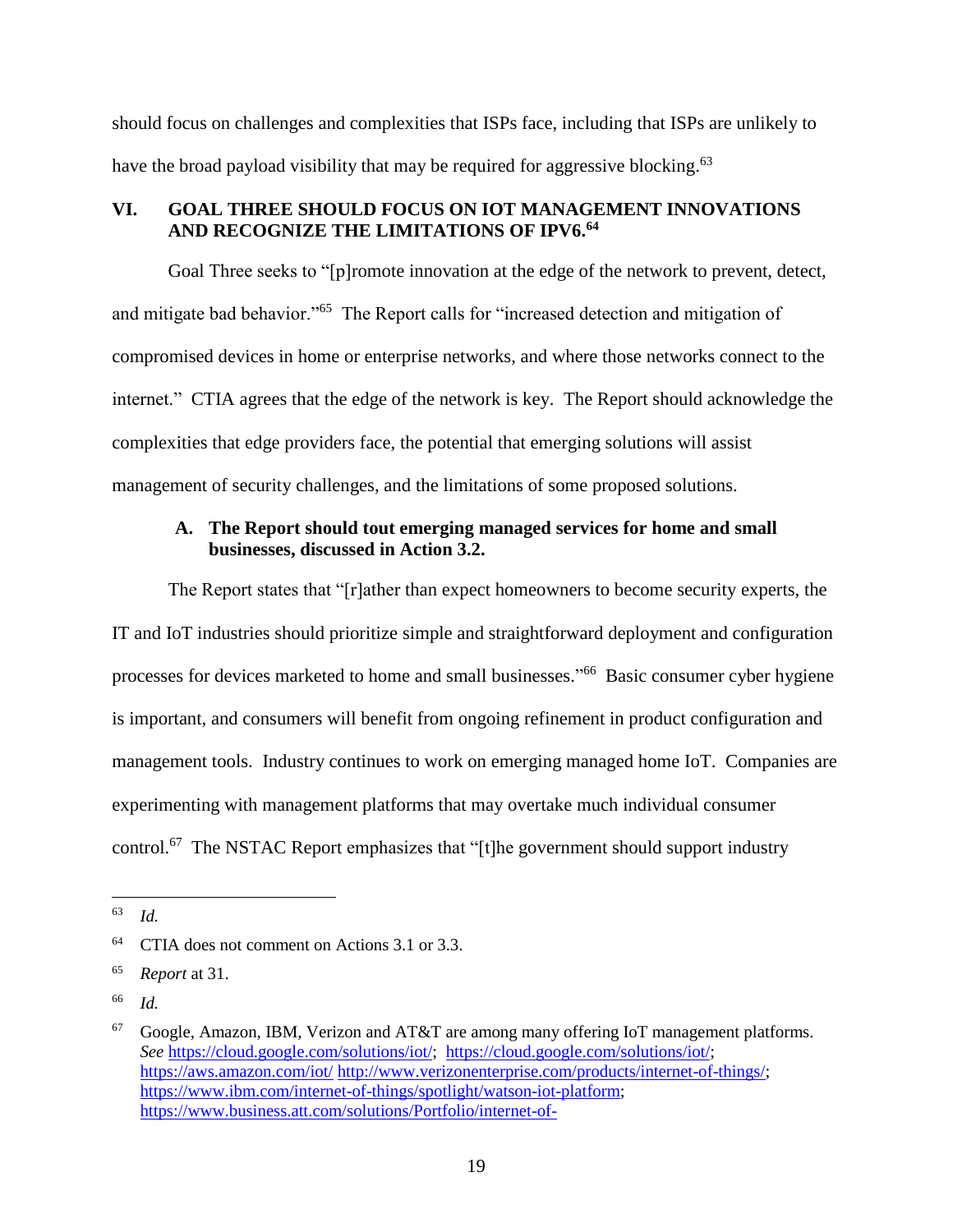should focus on challenges and complexities that ISPs face, including that ISPs are unlikely to have the broad payload visibility that may be required for aggressive blocking.[63]

## VI. GOAL THREE SHOULD FOCUS ON IOT MANAGEMENT INNOVATIONS AND RECOGNIZE THE LIMITATIONS OF IPV6.[64]

Goal Three seeks to "[p]romote innovation at the edge of the network to prevent, detect, and mitigate bad behavior."[65] The Report calls for "increased detection and mitigation of compromised devices in home or enterprise networks, and where those networks connect to the internet." CTIA agrees that the edge of the network is key. The Report should acknowledge the complexities that edge providers face, the potential that emerging solutions will assist management of security challenges, and the limitations of some proposed solutions.

### A. The Report should tout emerging managed services for home and small businesses, discussed in Action 3.2.

The Report states that "[r]ather than expect homeowners to become security experts, the IT and IoT industries should prioritize simple and straightforward deployment and configuration processes for devices marketed to home and small businesses."[66] Basic consumer cyber hygiene is important, and consumers will benefit from ongoing refinement in product configuration and management tools. Industry continues to work on emerging managed home IoT. Companies are experimenting with management platforms that may overtake much individual consumer control.[67] The NSTAC Report emphasizes that "[t]he government should support industry

---

[63] *Id.*

[64] CTIA does not comment on Actions 3.1 or 3.3.

[65] *Report* at 31.

[66] *Id.*

[67] Google, Amazon, IBM, Verizon and AT&T are among many offering IoT management platforms. *See* https://cloud.google.com/solutions/iot/; https://cloud.google.com/solutions/iot/; https://aws.amazon.com/iot/ http://www.verizonenterprise.com/products/internet-of-things/; https://www.ibm.com/internet-of-things/spotlight/watson-iot-platform; https://www.business.att.com/solutions/Portfolio/internet-of-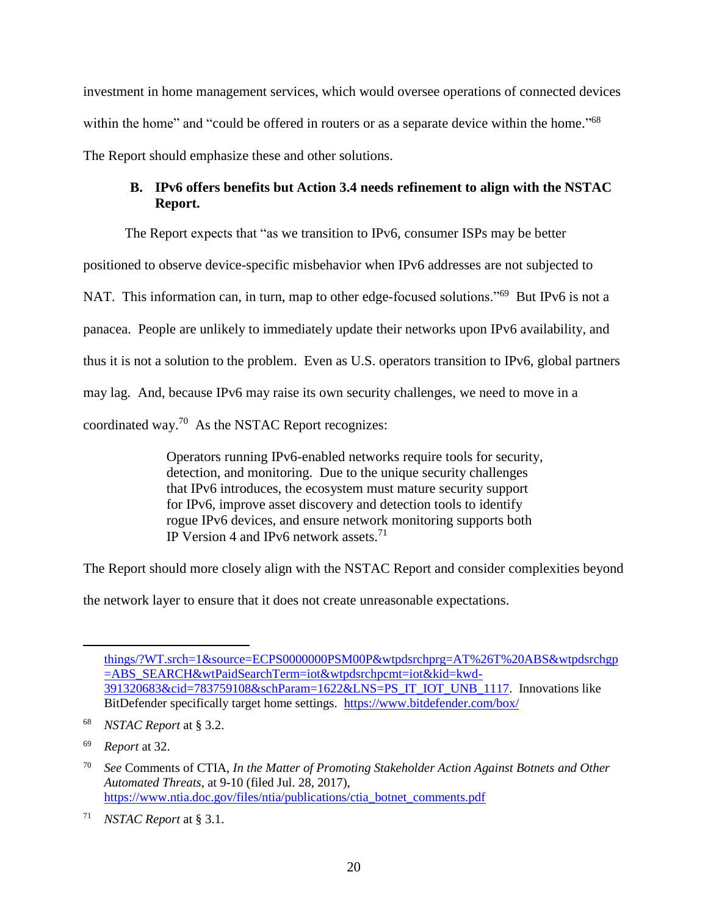investment in home management services, which would oversee operations of connected devices within the home" and "could be offered in routers or as a separate device within the home."[68] The Report should emphasize these and other solutions.

### B. IPv6 offers benefits but Action 3.4 needs refinement to align with the NSTAC Report.

The Report expects that "as we transition to IPv6, consumer ISPs may be better positioned to observe device-specific misbehavior when IPv6 addresses are not subjected to NAT. This information can, in turn, map to other edge-focused solutions."[69] But IPv6 is not a panacea. People are unlikely to immediately update their networks upon IPv6 availability, and thus it is not a solution to the problem. Even as U.S. operators transition to IPv6, global partners may lag. And, because IPv6 may raise its own security challenges, we need to move in a coordinated way.[70] As the NSTAC Report recognizes:

> Operators running IPv6-enabled networks require tools for security, detection, and monitoring. Due to the unique security challenges that IPv6 introduces, the ecosystem must mature security support for IPv6, improve asset discovery and detection tools to identify rogue IPv6 devices, and ensure network monitoring supports both IP Version 4 and IPv6 network assets.[71]

The Report should more closely align with the NSTAC Report and consider complexities beyond the network layer to ensure that it does not create unreasonable expectations.

---

things/?WT.srch=1&source=ECPS0000000PSM00P&wtpdsrchprg=AT%26T%20ABS&wtpdsrchgp=ABS_SEARCH&wtPaidSearchTerm=iot&wtpdsrchpcmt=iot&kid=kwd-391320683&cid=783759108&schParam=1622&LNS=PS_IT_IOT_UNB_1117. Innovations like BitDefender specifically target home settings. https://www.bitdefender.com/box/

[68] *NSTAC Report* at § 3.2.

[69] *Report* at 32.

[70] *See* Comments of CTIA, *In the Matter of Promoting Stakeholder Action Against Botnets and Other Automated Threats*, at 9-10 (filed Jul. 28, 2017), https://www.ntia.doc.gov/files/ntia/publications/ctia_botnet_comments.pdf

[71] *NSTAC Report* at § 3.1.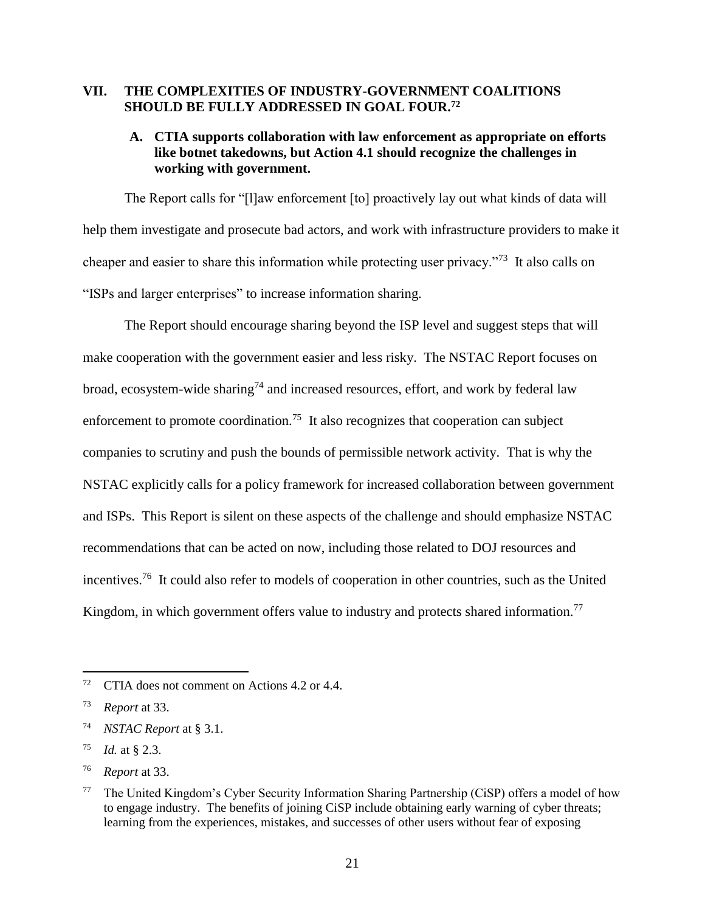## VII. THE COMPLEXITIES OF INDUSTRY-GOVERNMENT COALITIONS SHOULD BE FULLY ADDRESSED IN GOAL FOUR.[72]

### A. CTIA supports collaboration with law enforcement as appropriate on efforts like botnet takedowns, but Action 4.1 should recognize the challenges in working with government.

The Report calls for "[l]aw enforcement [to] proactively lay out what kinds of data will help them investigate and prosecute bad actors, and work with infrastructure providers to make it cheaper and easier to share this information while protecting user privacy."[73] It also calls on "ISPs and larger enterprises" to increase information sharing.

The Report should encourage sharing beyond the ISP level and suggest steps that will make cooperation with the government easier and less risky. The NSTAC Report focuses on broad, ecosystem-wide sharing[74] and increased resources, effort, and work by federal law enforcement to promote coordination.[75] It also recognizes that cooperation can subject companies to scrutiny and push the bounds of permissible network activity. That is why the NSTAC explicitly calls for a policy framework for increased collaboration between government and ISPs. This Report is silent on these aspects of the challenge and should emphasize NSTAC recommendations that can be acted on now, including those related to DOJ resources and incentives.[76] It could also refer to models of cooperation in other countries, such as the United Kingdom, in which government offers value to industry and protects shared information.[77]

---

[72] CTIA does not comment on Actions 4.2 or 4.4.

[73] *Report* at 33.

[74] *NSTAC Report* at § 3.1.

[75] *Id.* at § 2.3.

[76] *Report* at 33.

[77] The United Kingdom's Cyber Security Information Sharing Partnership (CiSP) offers a model of how to engage industry. The benefits of joining CiSP include obtaining early warning of cyber threats; learning from the experiences, mistakes, and successes of other users without fear of exposing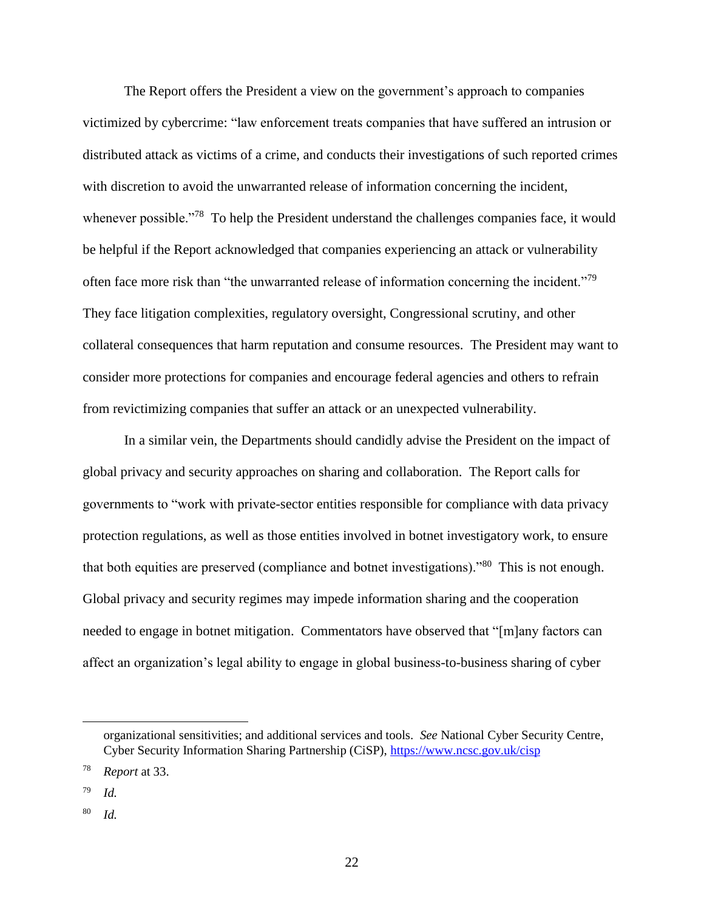The Report offers the President a view on the government's approach to companies victimized by cybercrime: "law enforcement treats companies that have suffered an intrusion or distributed attack as victims of a crime, and conducts their investigations of such reported crimes with discretion to avoid the unwarranted release of information concerning the incident, whenever possible."[78] To help the President understand the challenges companies face, it would be helpful if the Report acknowledged that companies experiencing an attack or vulnerability often face more risk than "the unwarranted release of information concerning the incident."[79] They face litigation complexities, regulatory oversight, Congressional scrutiny, and other collateral consequences that harm reputation and consume resources. The President may want to consider more protections for companies and encourage federal agencies and others to refrain from revictimizing companies that suffer an attack or an unexpected vulnerability.

In a similar vein, the Departments should candidly advise the President on the impact of global privacy and security approaches on sharing and collaboration. The Report calls for governments to "work with private-sector entities responsible for compliance with data privacy protection regulations, as well as those entities involved in botnet investigatory work, to ensure that both equities are preserved (compliance and botnet investigations)."[80] This is not enough. Global privacy and security regimes may impede information sharing and the cooperation needed to engage in botnet mitigation. Commentators have observed that "[m]any factors can affect an organization's legal ability to engage in global business-to-business sharing of cyber

---

organizational sensitivities; and additional services and tools. *See* National Cyber Security Centre, Cyber Security Information Sharing Partnership (CiSP), https://www.ncsc.gov.uk/cisp

[78] *Report* at 33.

[79] *Id.*

[80] *Id.*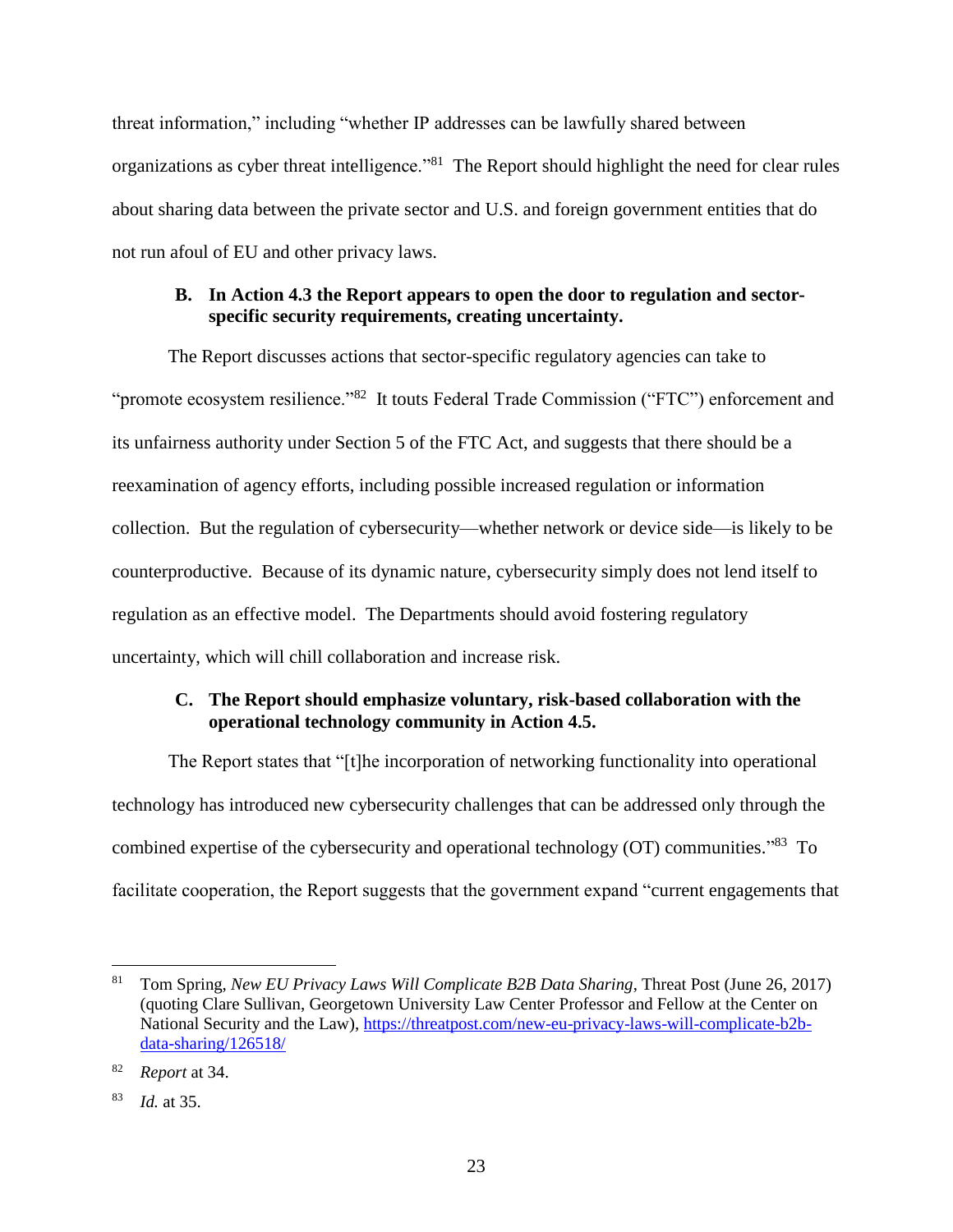threat information," including "whether IP addresses can be lawfully shared between organizations as cyber threat intelligence."[81] The Report should highlight the need for clear rules about sharing data between the private sector and U.S. and foreign government entities that do not run afoul of EU and other privacy laws.

### B. In Action 4.3 the Report appears to open the door to regulation and sector-specific security requirements, creating uncertainty.

The Report discusses actions that sector-specific regulatory agencies can take to "promote ecosystem resilience."[82] It touts Federal Trade Commission ("FTC") enforcement and its unfairness authority under Section 5 of the FTC Act, and suggests that there should be a reexamination of agency efforts, including possible increased regulation or information collection. But the regulation of cybersecurity—whether network or device side—is likely to be counterproductive. Because of its dynamic nature, cybersecurity simply does not lend itself to regulation as an effective model. The Departments should avoid fostering regulatory uncertainty, which will chill collaboration and increase risk.

### C. The Report should emphasize voluntary, risk-based collaboration with the operational technology community in Action 4.5.

The Report states that "[t]he incorporation of networking functionality into operational technology has introduced new cybersecurity challenges that can be addressed only through the combined expertise of the cybersecurity and operational technology (OT) communities."[83] To facilitate cooperation, the Report suggests that the government expand "current engagements that

---

[81] Tom Spring, *New EU Privacy Laws Will Complicate B2B Data Sharing*, Threat Post (June 26, 2017) (quoting Clare Sullivan, Georgetown University Law Center Professor and Fellow at the Center on National Security and the Law), https://threatpost.com/new-eu-privacy-laws-will-complicate-b2b-data-sharing/126518/

[82] *Report* at 34.

[83] *Id.* at 35.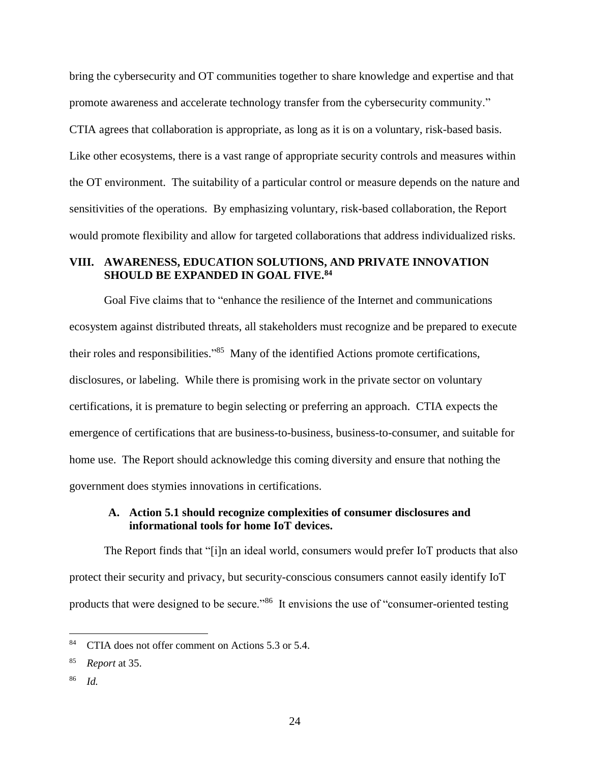bring the cybersecurity and OT communities together to share knowledge and expertise and that promote awareness and accelerate technology transfer from the cybersecurity community." CTIA agrees that collaboration is appropriate, as long as it is on a voluntary, risk-based basis. Like other ecosystems, there is a vast range of appropriate security controls and measures within the OT environment. The suitability of a particular control or measure depends on the nature and sensitivities of the operations. By emphasizing voluntary, risk-based collaboration, the Report would promote flexibility and allow for targeted collaborations that address individualized risks.

## VIII. AWARENESS, EDUCATION SOLUTIONS, AND PRIVATE INNOVATION SHOULD BE EXPANDED IN GOAL FIVE.[84]

Goal Five claims that to "enhance the resilience of the Internet and communications ecosystem against distributed threats, all stakeholders must recognize and be prepared to execute their roles and responsibilities."[85] Many of the identified Actions promote certifications, disclosures, or labeling. While there is promising work in the private sector on voluntary certifications, it is premature to begin selecting or preferring an approach. CTIA expects the emergence of certifications that are business-to-business, business-to-consumer, and suitable for home use. The Report should acknowledge this coming diversity and ensure that nothing the government does stymies innovations in certifications.

### A. Action 5.1 should recognize complexities of consumer disclosures and informational tools for home IoT devices.

The Report finds that "[i]n an ideal world, consumers would prefer IoT products that also protect their security and privacy, but security-conscious consumers cannot easily identify IoT products that were designed to be secure."[86] It envisions the use of "consumer-oriented testing

---

[84] CTIA does not offer comment on Actions 5.3 or 5.4.

[85] *Report* at 35.

[86] *Id.*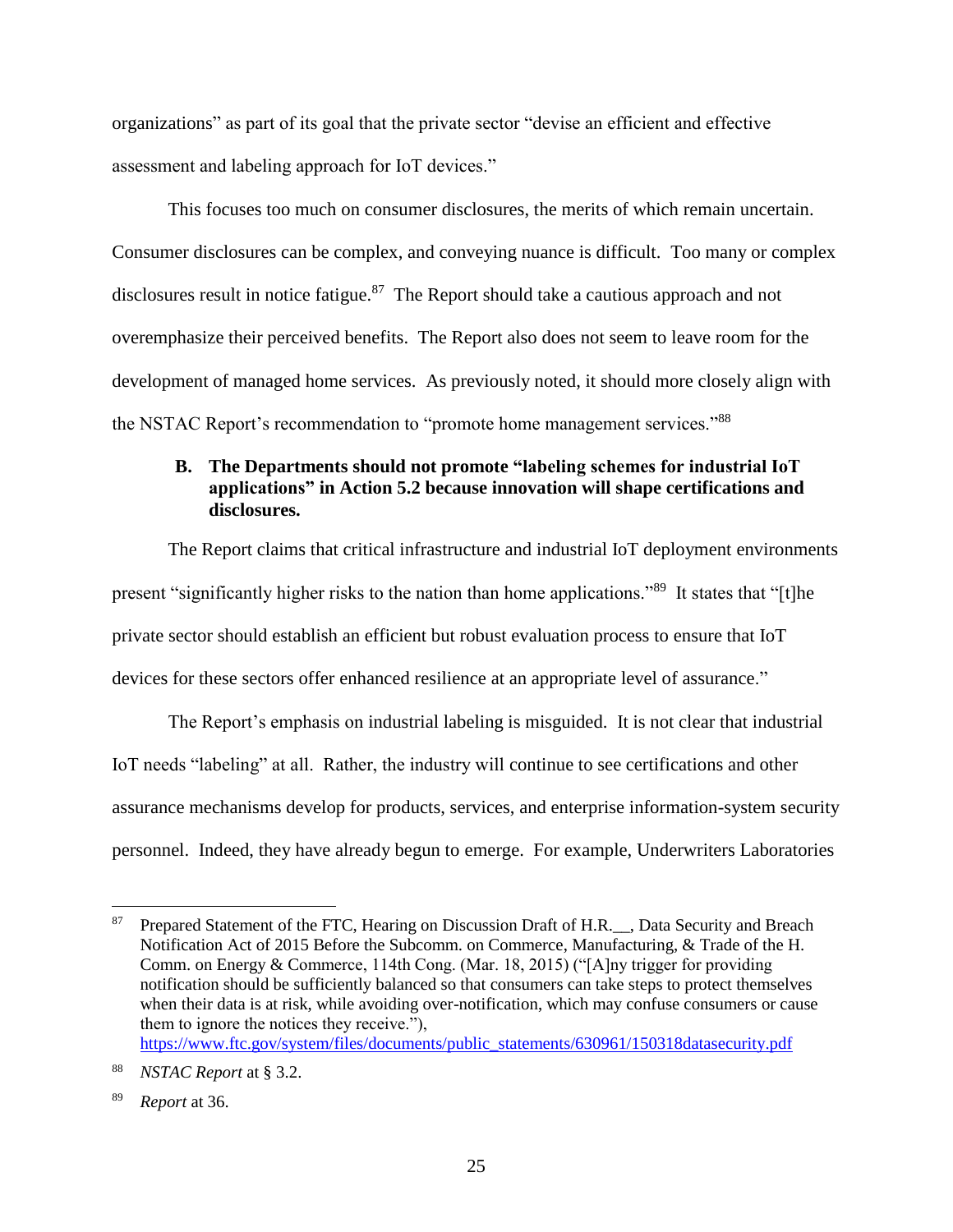organizations" as part of its goal that the private sector "devise an efficient and effective assessment and labeling approach for IoT devices."

This focuses too much on consumer disclosures, the merits of which remain uncertain. Consumer disclosures can be complex, and conveying nuance is difficult. Too many or complex disclosures result in notice fatigue.[87] The Report should take a cautious approach and not overemphasize their perceived benefits. The Report also does not seem to leave room for the development of managed home services. As previously noted, it should more closely align with the NSTAC Report's recommendation to "promote home management services."[88]

### B. The Departments should not promote "labeling schemes for industrial IoT applications" in Action 5.2 because innovation will shape certifications and disclosures.

The Report claims that critical infrastructure and industrial IoT deployment environments present "significantly higher risks to the nation than home applications."[89] It states that "[t]he private sector should establish an efficient but robust evaluation process to ensure that IoT devices for these sectors offer enhanced resilience at an appropriate level of assurance."

The Report's emphasis on industrial labeling is misguided. It is not clear that industrial IoT needs "labeling" at all. Rather, the industry will continue to see certifications and other assurance mechanisms develop for products, services, and enterprise information-system security personnel. Indeed, they have already begun to emerge. For example, Underwriters Laboratories

---

[87] Prepared Statement of the FTC, Hearing on Discussion Draft of H.R.__, Data Security and Breach Notification Act of 2015 Before the Subcomm. on Commerce, Manufacturing, & Trade of the H. Comm. on Energy & Commerce, 114th Cong. (Mar. 18, 2015) ("[A]ny trigger for providing notification should be sufficiently balanced so that consumers can take steps to protect themselves when their data is at risk, while avoiding over-notification, which may confuse consumers or cause them to ignore the notices they receive."), https://www.ftc.gov/system/files/documents/public_statements/630961/150318datasecurity.pdf

[88] *NSTAC Report* at § 3.2.

[89] *Report* at 36.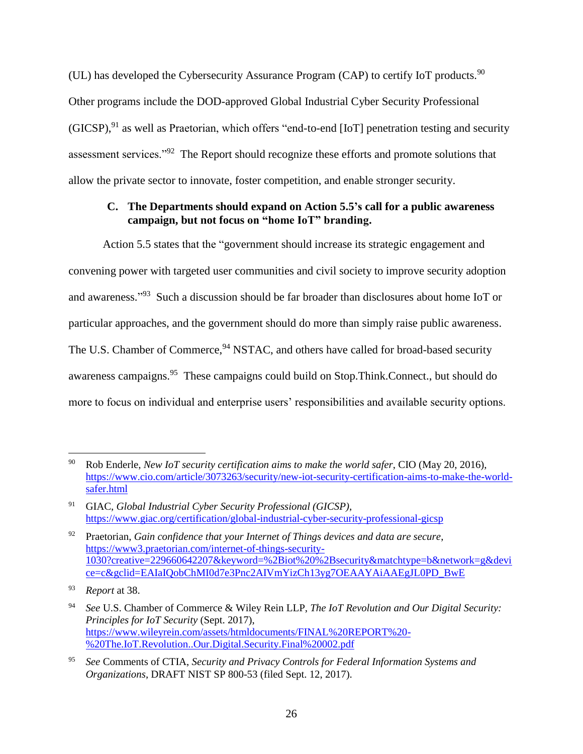(UL) has developed the Cybersecurity Assurance Program (CAP) to certify IoT products.[90] Other programs include the DOD-approved Global Industrial Cyber Security Professional (GICSP),[91] as well as Praetorian, which offers "end-to-end [IoT] penetration testing and security assessment services."[92] The Report should recognize these efforts and promote solutions that allow the private sector to innovate, foster competition, and enable stronger security.

### C. The Departments should expand on Action 5.5's call for a public awareness campaign, but not focus on "home IoT" branding.

Action 5.5 states that the "government should increase its strategic engagement and convening power with targeted user communities and civil society to improve security adoption and awareness."[93] Such a discussion should be far broader than disclosures about home IoT or particular approaches, and the government should do more than simply raise public awareness. The U.S. Chamber of Commerce,[94] NSTAC, and others have called for broad-based security awareness campaigns.[95] These campaigns could build on Stop.Think.Connect., but should do more to focus on individual and enterprise users' responsibilities and available security options.

---

[90] Rob Enderle, *New IoT security certification aims to make the world safer*, CIO (May 20, 2016), https://www.cio.com/article/3073263/security/new-iot-security-certification-aims-to-make-the-world-safer.html

[91] GIAC, *Global Industrial Cyber Security Professional (GICSP)*, https://www.giac.org/certification/global-industrial-cyber-security-professional-gicsp

[92] Praetorian, *Gain confidence that your Internet of Things devices and data are secure*, https://www3.praetorian.com/internet-of-things-security-1030?creative=229660642207&keyword=%2Biot%20%2Bsecurity&matchtype=b&network=g&device=c&gclid=EAIaIQobChMI0d7e3Pnc2AIVmYizCh13yg7OEAAYAiAAEgJL0PD_BwE

[93] *Report* at 38.

[94] *See* U.S. Chamber of Commerce & Wiley Rein LLP, *The IoT Revolution and Our Digital Security: Principles for IoT Security* (Sept. 2017), https://www.wileyrein.com/assets/htmldocuments/FINAL%20REPORT%20-%20The.IoT.Revolution..Our.Digital.Security.Final%20002.pdf

[95] *See* Comments of CTIA, *Security and Privacy Controls for Federal Information Systems and Organizations*, DRAFT NIST SP 800-53 (filed Sept. 12, 2017).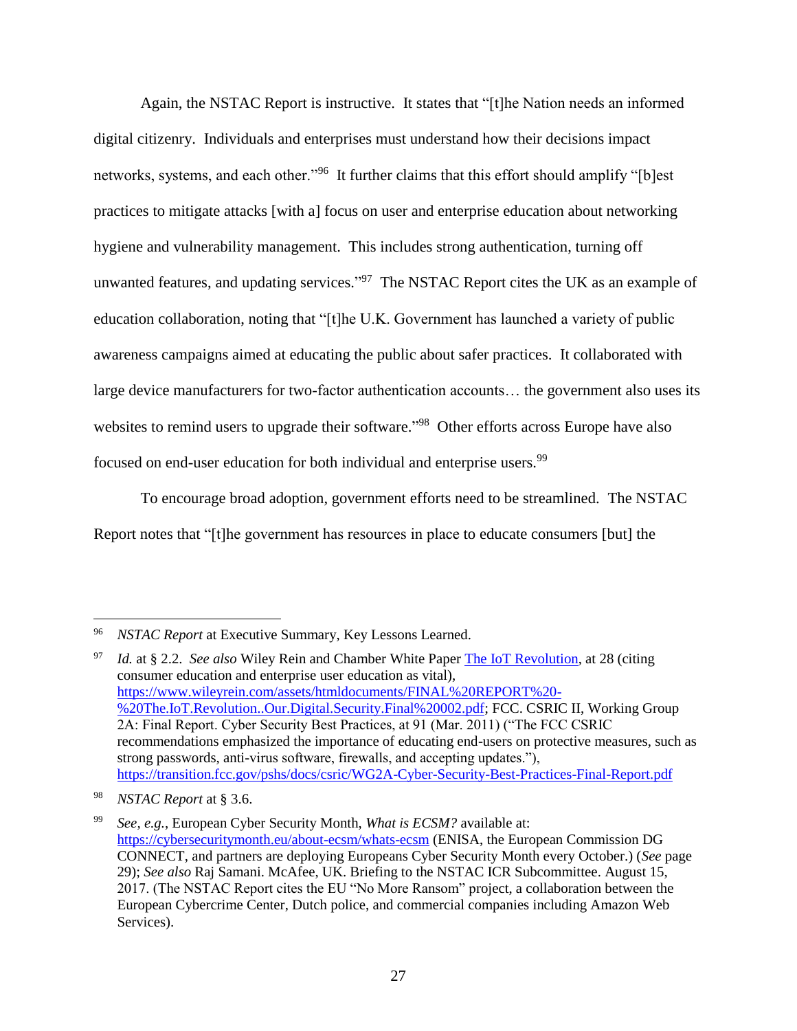Again, the NSTAC Report is instructive. It states that "[t]he Nation needs an informed digital citizenry. Individuals and enterprises must understand how their decisions impact networks, systems, and each other."[96] It further claims that this effort should amplify "[b]est practices to mitigate attacks [with a] focus on user and enterprise education about networking hygiene and vulnerability management. This includes strong authentication, turning off unwanted features, and updating services."[97] The NSTAC Report cites the UK as an example of education collaboration, noting that "[t]he U.K. Government has launched a variety of public awareness campaigns aimed at educating the public about safer practices. It collaborated with large device manufacturers for two-factor authentication accounts… the government also uses its websites to remind users to upgrade their software."[98] Other efforts across Europe have also focused on end-user education for both individual and enterprise users.[99]

To encourage broad adoption, government efforts need to be streamlined. The NSTAC Report notes that "[t]he government has resources in place to educate consumers [but] the

---

[96] *NSTAC Report* at Executive Summary, Key Lessons Learned.

[97] *Id.* at § 2.2. *See also* Wiley Rein and Chamber White Paper [The IoT Revolution](https://www.wileyrein.com/assets/htmldocuments/FINAL%20REPORT%20-%20The.IoT.Revolution..Our.Digital.Security.Final%20002.pdf), at 28 (citing consumer education and enterprise user education as vital), https://www.wileyrein.com/assets/htmldocuments/FINAL%20REPORT%20-%20The.IoT.Revolution..Our.Digital.Security.Final%20002.pdf; FCC. CSRIC II, Working Group 2A: Final Report. Cyber Security Best Practices, at 91 (Mar. 2011) ("The FCC CSRIC recommendations emphasized the importance of educating end-users on protective measures, such as strong passwords, anti-virus software, firewalls, and accepting updates."), https://transition.fcc.gov/pshs/docs/csric/WG2A-Cyber-Security-Best-Practices-Final-Report.pdf

[98] *NSTAC Report* at § 3.6.

[99] *See, e.g.*, European Cyber Security Month, *What is ECSM?* available at: https://cybersecuritymonth.eu/about-ecsm/whats-ecsm (ENISA, the European Commission DG CONNECT, and partners are deploying Europeans Cyber Security Month every October.) (*See* page 29); *See also* Raj Samani. McAfee, UK. Briefing to the NSTAC ICR Subcommittee. August 15, 2017. (The NSTAC Report cites the EU "No More Ransom" project, a collaboration between the European Cybercrime Center, Dutch police, and commercial companies including Amazon Web Services).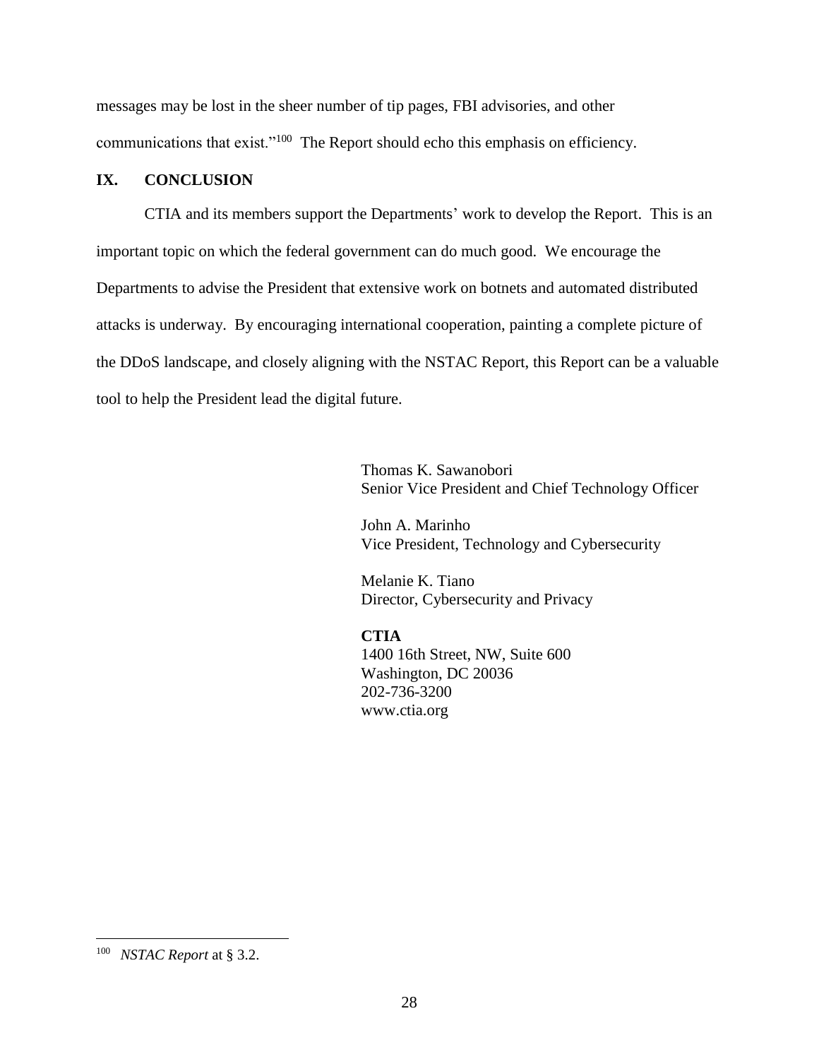messages may be lost in the sheer number of tip pages, FBI advisories, and other communications that exist."[100] The Report should echo this emphasis on efficiency.

## IX. CONCLUSION

CTIA and its members support the Departments' work to develop the Report. This is an important topic on which the federal government can do much good. We encourage the Departments to advise the President that extensive work on botnets and automated distributed attacks is underway. By encouraging international cooperation, painting a complete picture of the DDoS landscape, and closely aligning with the NSTAC Report, this Report can be a valuable tool to help the President lead the digital future.

Thomas K. Sawanobori
Senior Vice President and Chief Technology Officer

John A. Marinho
Vice President, Technology and Cybersecurity

Melanie K. Tiano
Director, Cybersecurity and Privacy

**CTIA**
1400 16th Street, NW, Suite 600
Washington, DC 20036
202-736-3200
www.ctia.org

---

[100] *NSTAC Report* at § 3.2.